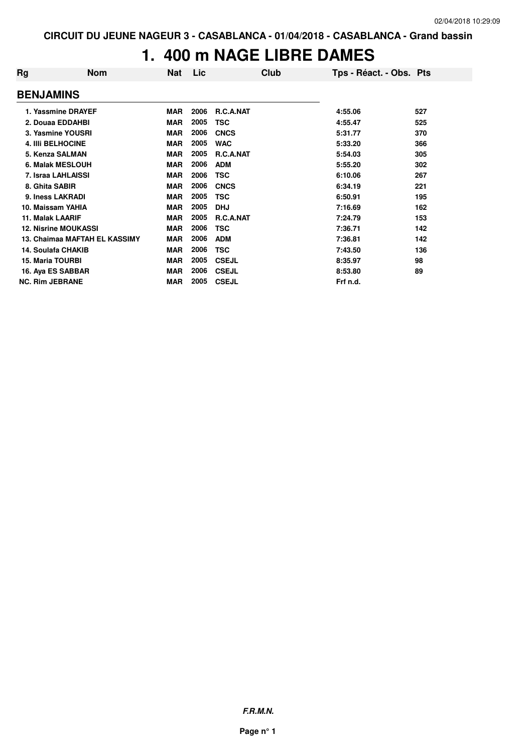CIRCUIT DU JEUNE NAGEUR 3 - CASABLANCA - 01/04/2018 - CASABLANCA - Grand bassin

# 1. 400 m NAGE LIBRE DAMES

| Rg | Nom | Nat | Lic | Club | Tps - Réact. - Obs. | Pts |
|---|---|---|---|---|---|---|
| **BENJAMINS** | | | | | | |
| 1. | Yassmine DRAYEF | MAR | 2006 | R.C.A.NAT | 4:55.06 | 527 |
| 2. | Douaa EDDAHBI | MAR | 2005 | TSC | 4:55.47 | 525 |
| 3. | Yasmine YOUSRI | MAR | 2006 | CNCS | 5:31.77 | 370 |
| 4. | Illi BELHOCINE | MAR | 2005 | WAC | 5:33.20 | 366 |
| 5. | Kenza SALMAN | MAR | 2005 | R.C.A.NAT | 5:54.03 | 305 |
| 6. | Malak MESLOUH | MAR | 2006 | ADM | 5:55.20 | 302 |
| 7. | Israa LAHLAISSI | MAR | 2006 | TSC | 6:10.06 | 267 |
| 8. | Ghita SABIR | MAR | 2006 | CNCS | 6:34.19 | 221 |
| 9. | Iness LAKRADI | MAR | 2005 | TSC | 6:50.91 | 195 |
| 10. | Maissam YAHIA | MAR | 2005 | DHJ | 7:16.69 | 162 |
| 11. | Malak LAARIF | MAR | 2005 | R.C.A.NAT | 7:24.79 | 153 |
| 12. | Nisrine MOUKASSI | MAR | 2006 | TSC | 7:36.71 | 142 |
| 13. | Chaimaa MAFTAH EL KASSIMY | MAR | 2006 | ADM | 7:36.81 | 142 |
| 14. | Soulafa CHAKIB | MAR | 2006 | TSC | 7:43.50 | 136 |
| 15. | Maria TOURBI | MAR | 2005 | CSEJL | 8:35.97 | 98 |
| 16. | Aya ES SABBAR | MAR | 2006 | CSEJL | 8:53.80 | 89 |
| NC. | Rim JEBRANE | MAR | 2005 | CSEJL | Frf n.d. | |

*F.R.M.N.*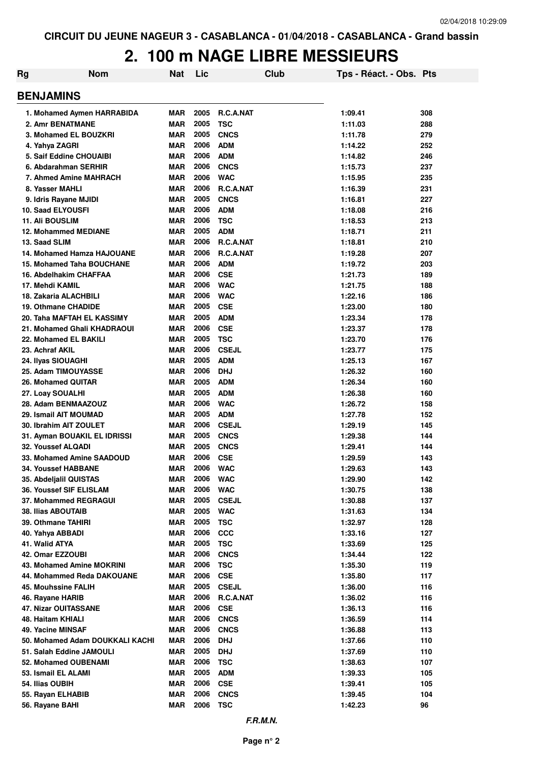CIRCUIT DU JEUNE NAGEUR 3 - CASABLANCA - 01/04/2018 - CASABLANCA - Grand bassin

# 2. 100 m NAGE LIBRE MESSIEURS

| Rg | Nom | Nat | Lic | Club | Tps - Réact. - Obs. | Pts |
|---|---|---|---|---|---|---|

## BENJAMINS

| Rg | Nom | Nat | Lic | Club | Tps - Réact. - Obs. | Pts |
|---|---|---|---|---|---|---|
| 1. | Mohamed Aymen HARRABIDA | MAR | 2005 | R.C.A.NAT | 1:09.41 | 308 |
| 2. | Amr BENATMANE | MAR | 2005 | TSC | 1:11.03 | 288 |
| 3. | Mohamed EL BOUZKRI | MAR | 2005 | CNCS | 1:11.78 | 279 |
| 4. | Yahya ZAGRI | MAR | 2006 | ADM | 1:14.22 | 252 |
| 5. | Saif Eddine CHOUAIBI | MAR | 2006 | ADM | 1:14.82 | 246 |
| 6. | Abdarahman SERHIR | MAR | 2006 | CNCS | 1:15.73 | 237 |
| 7. | Ahmed Amine MAHRACH | MAR | 2006 | WAC | 1:15.95 | 235 |
| 8. | Yasser MAHLI | MAR | 2006 | R.C.A.NAT | 1:16.39 | 231 |
| 9. | Idris Rayane MJIDI | MAR | 2005 | CNCS | 1:16.81 | 227 |
| 10. | Saad ELYOUSFI | MAR | 2006 | ADM | 1:18.08 | 216 |
| 11. | Ali BOUSLIM | MAR | 2006 | TSC | 1:18.53 | 213 |
| 12. | Mohammed MEDIANE | MAR | 2005 | ADM | 1:18.71 | 211 |
| 13. | Saad SLIM | MAR | 2006 | R.C.A.NAT | 1:18.81 | 210 |
| 14. | Mohamed Hamza HAJOUANE | MAR | 2006 | R.C.A.NAT | 1:19.28 | 207 |
| 15. | Mohamed Taha BOUCHANE | MAR | 2006 | ADM | 1:19.72 | 203 |
| 16. | Abdelhakim CHAFFAA | MAR | 2006 | CSE | 1:21.73 | 189 |
| 17. | Mehdi KAMIL | MAR | 2006 | WAC | 1:21.75 | 188 |
| 18. | Zakaria ALACHBILI | MAR | 2006 | WAC | 1:22.16 | 186 |
| 19. | Othmane CHADIDE | MAR | 2005 | CSE | 1:23.00 | 180 |
| 20. | Taha MAFTAH EL KASSIMY | MAR | 2005 | ADM | 1:23.34 | 178 |
| 21. | Mohamed Ghali KHADRAOUI | MAR | 2006 | CSE | 1:23.37 | 178 |
| 22. | Mohamed EL BAKILI | MAR | 2005 | TSC | 1:23.70 | 176 |
| 23. | Achraf AKIL | MAR | 2006 | CSEJL | 1:23.77 | 175 |
| 24. | Ilyas SIOUAGHI | MAR | 2005 | ADM | 1:25.13 | 167 |
| 25. | Adam TIMOUYASSE | MAR | 2006 | DHJ | 1:26.32 | 160 |
| 26. | Mohamed QUITAR | MAR | 2005 | ADM | 1:26.34 | 160 |
| 27. | Loay SOUALHI | MAR | 2005 | ADM | 1:26.38 | 160 |
| 28. | Adam BENMAAZOUZ | MAR | 2006 | WAC | 1:26.72 | 158 |
| 29. | Ismail AIT MOUMAD | MAR | 2005 | ADM | 1:27.78 | 152 |
| 30. | Ibrahim AIT ZOULET | MAR | 2006 | CSEJL | 1:29.19 | 145 |
| 31. | Ayman BOUAKIL EL IDRISSI | MAR | 2005 | CNCS | 1:29.38 | 144 |
| 32. | Youssef ALQADI | MAR | 2005 | CNCS | 1:29.41 | 144 |
| 33. | Mohamed Amine SAADOUD | MAR | 2006 | CSE | 1:29.59 | 143 |
| 34. | Youssef HABBANE | MAR | 2006 | WAC | 1:29.63 | 143 |
| 35. | Abdeljalil QUISTAS | MAR | 2006 | WAC | 1:29.90 | 142 |
| 36. | Youssef SIF ELISLAM | MAR | 2006 | WAC | 1:30.75 | 138 |
| 37. | Mohammed REGRAGUI | MAR | 2005 | CSEJL | 1:30.88 | 137 |
| 38. | Ilias ABOUTAIB | MAR | 2005 | WAC | 1:31.63 | 134 |
| 39. | Othmane TAHIRI | MAR | 2005 | TSC | 1:32.97 | 128 |
| 40. | Yahya ABBADI | MAR | 2006 | CCC | 1:33.16 | 127 |
| 41. | Walid ATYA | MAR | 2005 | TSC | 1:33.69 | 125 |
| 42. | Omar EZZOUBI | MAR | 2006 | CNCS | 1:34.44 | 122 |
| 43. | Mohamed Amine MOKRINI | MAR | 2006 | TSC | 1:35.30 | 119 |
| 44. | Mohammed Reda DAKOUANE | MAR | 2006 | CSE | 1:35.80 | 117 |
| 45. | Mouhssine FALIH | MAR | 2005 | CSEJL | 1:36.00 | 116 |
| 46. | Rayane HARIB | MAR | 2006 | R.C.A.NAT | 1:36.02 | 116 |
| 47. | Nizar OUITASSANE | MAR | 2006 | CSE | 1:36.13 | 116 |
| 48. | Haitam KHIALI | MAR | 2006 | CNCS | 1:36.59 | 114 |
| 49. | Yacine MINSAF | MAR | 2006 | CNCS | 1:36.88 | 113 |
| 50. | Mohamed Adam DOUKKALI KACHI | MAR | 2006 | DHJ | 1:37.66 | 110 |
| 51. | Salah Eddine JAMOULI | MAR | 2005 | DHJ | 1:37.69 | 110 |
| 52. | Mohamed OUBENAMI | MAR | 2006 | TSC | 1:38.63 | 107 |
| 53. | Ismail EL ALAMI | MAR | 2005 | ADM | 1:39.33 | 105 |
| 54. | Ilias OUBIH | MAR | 2006 | CSE | 1:39.41 | 105 |
| 55. | Rayan ELHABIB | MAR | 2006 | CNCS | 1:39.45 | 104 |
| 56. | Rayane BAHI | MAR | 2006 | TSC | 1:42.23 | 96 |

*F.R.M.N.*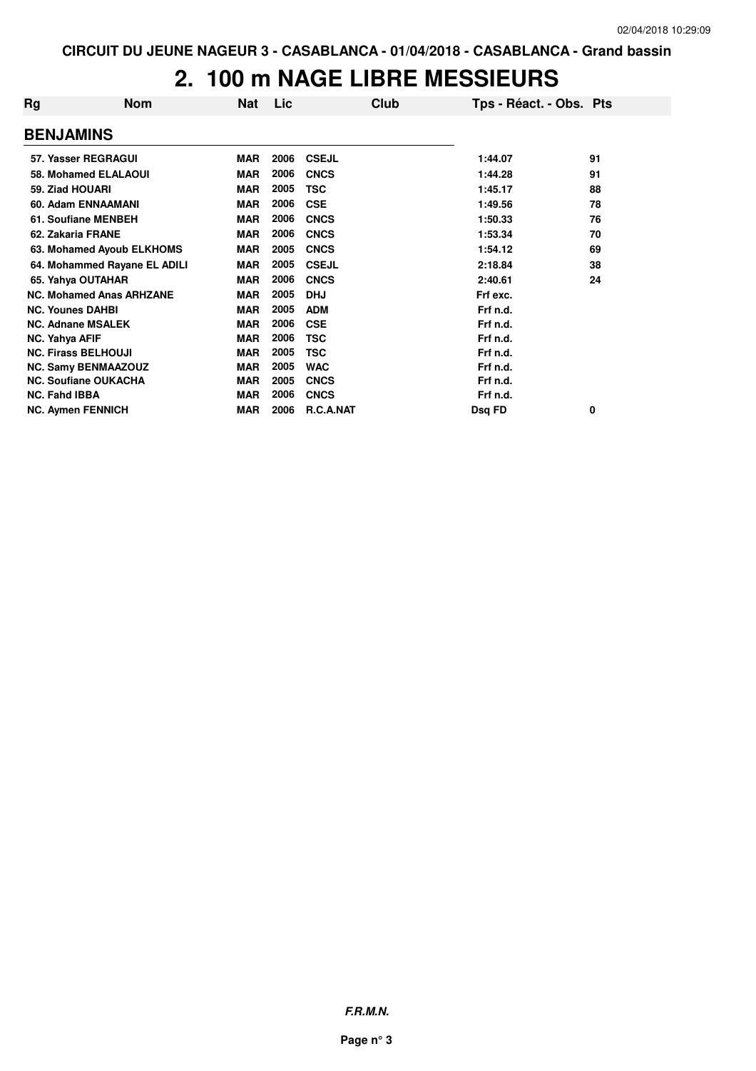# 2. 100 m NAGE LIBRE MESSIEURS

| Rg | Nom | Nat | Lic | Club | Tps - Réact. - Obs. | Pts |
|---|---|---|---|---|---|---|
| **BENJAMINS** | | | | | | |
| 57. | Yasser REGRAGUI | MAR | 2006 | CSEJL | 1:44.07 | 91 |
| 58. | Mohamed ELALAOUI | MAR | 2006 | CNCS | 1:44.28 | 91 |
| 59. | Ziad HOUARI | MAR | 2005 | TSC | 1:45.17 | 88 |
| 60. | Adam ENNAAMANI | MAR | 2006 | CSE | 1:49.56 | 78 |
| 61. | Soufiane MENBEH | MAR | 2006 | CNCS | 1:50.33 | 76 |
| 62. | Zakaria FRANE | MAR | 2006 | CNCS | 1:53.34 | 70 |
| 63. | Mohamed Ayoub ELKHOMS | MAR | 2005 | CNCS | 1:54.12 | 69 |
| 64. | Mohammed Rayane EL ADILI | MAR | 2005 | CSEJL | 2:18.84 | 38 |
| 65. | Yahya OUTAHAR | MAR | 2006 | CNCS | 2:40.61 | 24 |
| NC. | Mohamed Anas ARHZANE | MAR | 2005 | DHJ | Frf exc. | |
| NC. | Younes DAHBI | MAR | 2005 | ADM | Frf n.d. | |
| NC. | Adnane MSALEK | MAR | 2006 | CSE | Frf n.d. | |
| NC. | Yahya AFIF | MAR | 2006 | TSC | Frf n.d. | |
| NC. | Firass BELHOUJI | MAR | 2005 | TSC | Frf n.d. | |
| NC. | Samy BENMAAZOUZ | MAR | 2005 | WAC | Frf n.d. | |
| NC. | Soufiane OUKACHA | MAR | 2005 | CNCS | Frf n.d. | |
| NC. | Fahd IBBA | MAR | 2006 | CNCS | Frf n.d. | |
| NC. | Aymen FENNICH | MAR | 2006 | R.C.A.NAT | Dsq FD | 0 |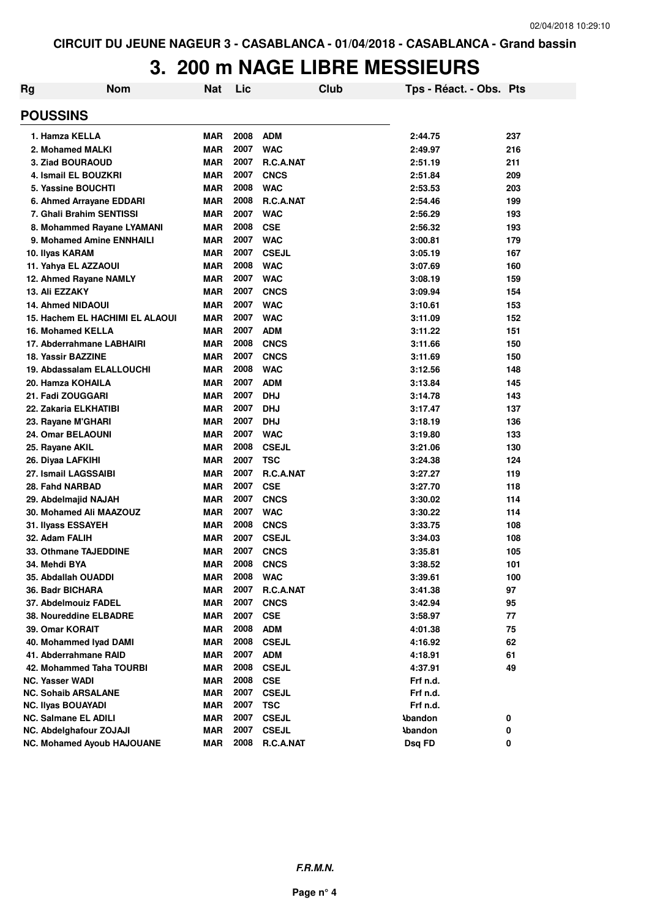CIRCUIT DU JEUNE NAGEUR 3 - CASABLANCA - 01/04/2018 - CASABLANCA - Grand bassin

# 3. 200 m NAGE LIBRE MESSIEURS

| Rg | Nom | Nat | Lic | Club | Tps - Réact. - Obs. | Pts |
|---|---|---|---|---|---|---|
| **POUSSINS** | | | | | | |
| 1. | Hamza KELLA | MAR | 2008 | ADM | 2:44.75 | 237 |
| 2. | Mohamed MALKI | MAR | 2007 | WAC | 2:49.97 | 216 |
| 3. | Ziad BOURAOUD | MAR | 2007 | R.C.A.NAT | 2:51.19 | 211 |
| 4. | Ismail EL BOUZKRI | MAR | 2007 | CNCS | 2:51.84 | 209 |
| 5. | Yassine BOUCHTI | MAR | 2008 | WAC | 2:53.53 | 203 |
| 6. | Ahmed Arrayane EDDARI | MAR | 2008 | R.C.A.NAT | 2:54.46 | 199 |
| 7. | Ghali Brahim SENTISSI | MAR | 2007 | WAC | 2:56.29 | 193 |
| 8. | Mohammed Rayane LYAMANI | MAR | 2008 | CSE | 2:56.32 | 193 |
| 9. | Mohamed Amine ENNHAILI | MAR | 2007 | WAC | 3:00.81 | 179 |
| 10. | Ilyas KARAM | MAR | 2007 | CSEJL | 3:05.19 | 167 |
| 11. | Yahya EL AZZAOUI | MAR | 2008 | WAC | 3:07.69 | 160 |
| 12. | Ahmed Rayane NAMLY | MAR | 2007 | WAC | 3:08.19 | 159 |
| 13. | Ali EZZAKY | MAR | 2007 | CNCS | 3:09.94 | 154 |
| 14. | Ahmed NIDAOUI | MAR | 2007 | WAC | 3:10.61 | 153 |
| 15. | Hachem EL HACHIMI EL ALAOUI | MAR | 2007 | WAC | 3:11.09 | 152 |
| 16. | Mohamed KELLA | MAR | 2007 | ADM | 3:11.22 | 151 |
| 17. | Abderrahmane LABHAIRI | MAR | 2008 | CNCS | 3:11.66 | 150 |
| 18. | Yassir BAZZINE | MAR | 2007 | CNCS | 3:11.69 | 150 |
| 19. | Abdassalam ELALLOUCHI | MAR | 2008 | WAC | 3:12.56 | 148 |
| 20. | Hamza KOHAILA | MAR | 2007 | ADM | 3:13.84 | 145 |
| 21. | Fadi ZOUGGARI | MAR | 2007 | DHJ | 3:14.78 | 143 |
| 22. | Zakaria ELKHATIBI | MAR | 2007 | DHJ | 3:17.47 | 137 |
| 23. | Rayane M'GHARI | MAR | 2007 | DHJ | 3:18.19 | 136 |
| 24. | Omar BELAOUNI | MAR | 2007 | WAC | 3:19.80 | 133 |
| 25. | Rayane AKIL | MAR | 2008 | CSEJL | 3:21.06 | 130 |
| 26. | Diyaa LAFKIHI | MAR | 2007 | TSC | 3:24.38 | 124 |
| 27. | Ismail LAGSSAIBI | MAR | 2007 | R.C.A.NAT | 3:27.27 | 119 |
| 28. | Fahd NARBAD | MAR | 2007 | CSE | 3:27.70 | 118 |
| 29. | Abdelmajid NAJAH | MAR | 2007 | CNCS | 3:30.02 | 114 |
| 30. | Mohamed Ali MAAZOUZ | MAR | 2007 | WAC | 3:30.22 | 114 |
| 31. | Ilyass ESSAYEH | MAR | 2008 | CNCS | 3:33.75 | 108 |
| 32. | Adam FALIH | MAR | 2007 | CSEJL | 3:34.03 | 108 |
| 33. | Othmane TAJEDDINE | MAR | 2007 | CNCS | 3:35.81 | 105 |
| 34. | Mehdi BYA | MAR | 2008 | CNCS | 3:38.52 | 101 |
| 35. | Abdallah OUADDI | MAR | 2008 | WAC | 3:39.61 | 100 |
| 36. | Badr BICHARA | MAR | 2007 | R.C.A.NAT | 3:41.38 | 97 |
| 37. | Abdelmouiz FADEL | MAR | 2007 | CNCS | 3:42.94 | 95 |
| 38. | Noureddine ELBADRE | MAR | 2007 | CSE | 3:58.97 | 77 |
| 39. | Omar KORAIT | MAR | 2008 | ADM | 4:01.38 | 75 |
| 40. | Mohammed Iyad DAMI | MAR | 2008 | CSEJL | 4:16.92 | 62 |
| 41. | Abderrahmane RAID | MAR | 2007 | ADM | 4:18.91 | 61 |
| 42. | Mohammed Taha TOURBI | MAR | 2008 | CSEJL | 4:37.91 | 49 |
| NC. | Yasser WADI | MAR | 2008 | CSE | Frf n.d. | |
| NC. | Sohaib ARSALANE | MAR | 2007 | CSEJL | Frf n.d. | |
| NC. | Ilyas BOUAYADI | MAR | 2007 | TSC | Frf n.d. | |
| NC. | Salmane EL ADILI | MAR | 2007 | CSEJL | Abandon | 0 |
| NC. | Abdelghafour ZOJAJI | MAR | 2007 | CSEJL | Abandon | 0 |
| NC. | Mohamed Ayoub HAJOUANE | MAR | 2008 | R.C.A.NAT | Dsq FD | 0 |

*F.R.M.N.*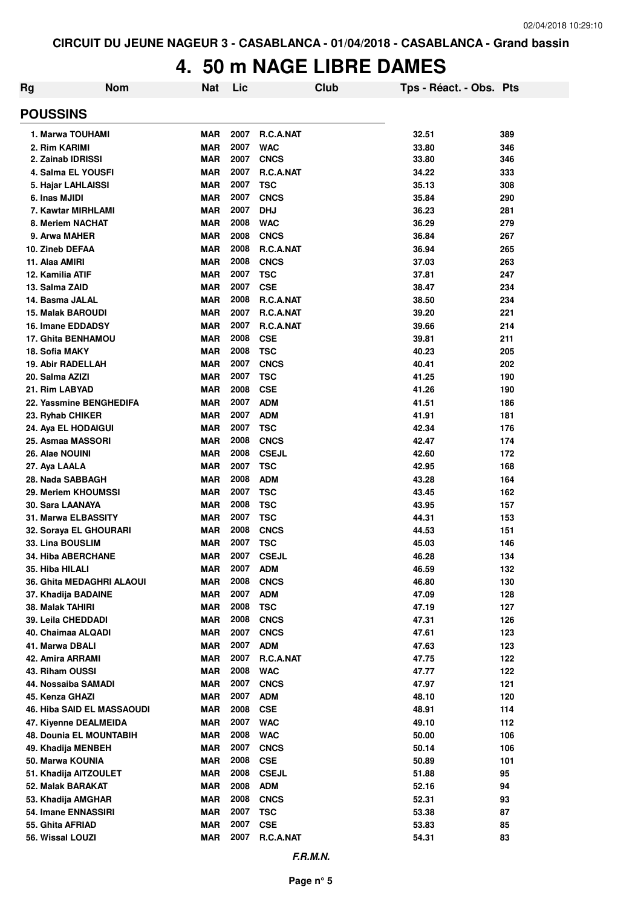CIRCUIT DU JEUNE NAGEUR 3 - CASABLANCA - 01/04/2018 - CASABLANCA - Grand bassin

# 4. 50 m NAGE LIBRE DAMES

## POUSSINS

| Rg | Nom | Nat | Lic | Club | Tps - Réact. - Obs. | Pts |
|---|---|---|---|---|---|---|
| 1. | Marwa TOUHAMI | MAR | 2007 | R.C.A.NAT | 32.51 | 389 |
| 2. | Rim KARIMI | MAR | 2007 | WAC | 33.80 | 346 |
| 2. | Zainab IDRISSI | MAR | 2007 | CNCS | 33.80 | 346 |
| 4. | Salma EL YOUSFI | MAR | 2007 | R.C.A.NAT | 34.22 | 333 |
| 5. | Hajar LAHLAISSI | MAR | 2007 | TSC | 35.13 | 308 |
| 6. | Inas MJIDI | MAR | 2007 | CNCS | 35.84 | 290 |
| 7. | Kawtar MIRHLAMI | MAR | 2007 | DHJ | 36.23 | 281 |
| 8. | Meriem NACHAT | MAR | 2008 | WAC | 36.29 | 279 |
| 9. | Arwa MAHER | MAR | 2008 | CNCS | 36.84 | 267 |
| 10. | Zineb DEFAA | MAR | 2008 | R.C.A.NAT | 36.94 | 265 |
| 11. | Alaa AMIRI | MAR | 2008 | CNCS | 37.03 | 263 |
| 12. | Kamilia ATIF | MAR | 2007 | TSC | 37.81 | 247 |
| 13. | Salma ZAID | MAR | 2007 | CSE | 38.47 | 234 |
| 14. | Basma JALAL | MAR | 2008 | R.C.A.NAT | 38.50 | 234 |
| 15. | Malak BAROUDI | MAR | 2007 | R.C.A.NAT | 39.20 | 221 |
| 16. | Imane EDDADSY | MAR | 2007 | R.C.A.NAT | 39.66 | 214 |
| 17. | Ghita BENHAMOU | MAR | 2008 | CSE | 39.81 | 211 |
| 18. | Sofia MAKY | MAR | 2008 | TSC | 40.23 | 205 |
| 19. | Abir RADELLAH | MAR | 2007 | CNCS | 40.41 | 202 |
| 20. | Salma AZIZI | MAR | 2007 | TSC | 41.25 | 190 |
| 21. | Rim LABYAD | MAR | 2008 | CSE | 41.26 | 190 |
| 22. | Yassmine BENGHEDIFA | MAR | 2007 | ADM | 41.51 | 186 |
| 23. | Ryhab CHIKER | MAR | 2007 | ADM | 41.91 | 181 |
| 24. | Aya EL HODAIGUI | MAR | 2007 | TSC | 42.34 | 176 |
| 25. | Asmaa MASSORI | MAR | 2008 | CNCS | 42.47 | 174 |
| 26. | Alae NOUINI | MAR | 2008 | CSEJL | 42.60 | 172 |
| 27. | Aya LAALA | MAR | 2007 | TSC | 42.95 | 168 |
| 28. | Nada SABBAGH | MAR | 2008 | ADM | 43.28 | 164 |
| 29. | Meriem KHOUMSSI | MAR | 2007 | TSC | 43.45 | 162 |
| 30. | Sara LAANAYA | MAR | 2008 | TSC | 43.95 | 157 |
| 31. | Marwa ELBASSITY | MAR | 2007 | TSC | 44.31 | 153 |
| 32. | Soraya EL GHOURARI | MAR | 2008 | CNCS | 44.53 | 151 |
| 33. | Lina BOUSLIM | MAR | 2007 | TSC | 45.03 | 146 |
| 34. | Hiba ABERCHANE | MAR | 2007 | CSEJL | 46.28 | 134 |
| 35. | Hiba HILALI | MAR | 2007 | ADM | 46.59 | 132 |
| 36. | Ghita MEDAGHRI ALAOUI | MAR | 2008 | CNCS | 46.80 | 130 |
| 37. | Khadija BADAINE | MAR | 2007 | ADM | 47.09 | 128 |
| 38. | Malak TAHIRI | MAR | 2008 | TSC | 47.19 | 127 |
| 39. | Leila CHEDDADI | MAR | 2008 | CNCS | 47.31 | 126 |
| 40. | Chaimaa ALQADI | MAR | 2007 | CNCS | 47.61 | 123 |
| 41. | Marwa DBALI | MAR | 2007 | ADM | 47.63 | 123 |
| 42. | Amira ARRAMI | MAR | 2007 | R.C.A.NAT | 47.75 | 122 |
| 43. | Riham OUSSI | MAR | 2008 | WAC | 47.77 | 122 |
| 44. | Nossaiba SAMADI | MAR | 2007 | CNCS | 47.97 | 121 |
| 45. | Kenza GHAZI | MAR | 2007 | ADM | 48.10 | 120 |
| 46. | Hiba SAID EL MASSAOUDI | MAR | 2008 | CSE | 48.91 | 114 |
| 47. | Kiyenne DEALMEIDA | MAR | 2007 | WAC | 49.10 | 112 |
| 48. | Dounia EL MOUNTABIH | MAR | 2008 | WAC | 50.00 | 106 |
| 49. | Khadija MENBEH | MAR | 2007 | CNCS | 50.14 | 106 |
| 50. | Marwa KOUNIA | MAR | 2008 | CSE | 50.89 | 101 |
| 51. | Khadija AITZOULET | MAR | 2008 | CSEJL | 51.88 | 95 |
| 52. | Malak BARAKAT | MAR | 2008 | ADM | 52.16 | 94 |
| 53. | Khadija AMGHAR | MAR | 2008 | CNCS | 52.31 | 93 |
| 54. | Imane ENNASSIRI | MAR | 2007 | TSC | 53.38 | 87 |
| 55. | Ghita AFRIAD | MAR | 2007 | CSE | 53.83 | 85 |
| 56. | Wissal LOUZI | MAR | 2007 | R.C.A.NAT | 54.31 | 83 |

*F.R.M.N.*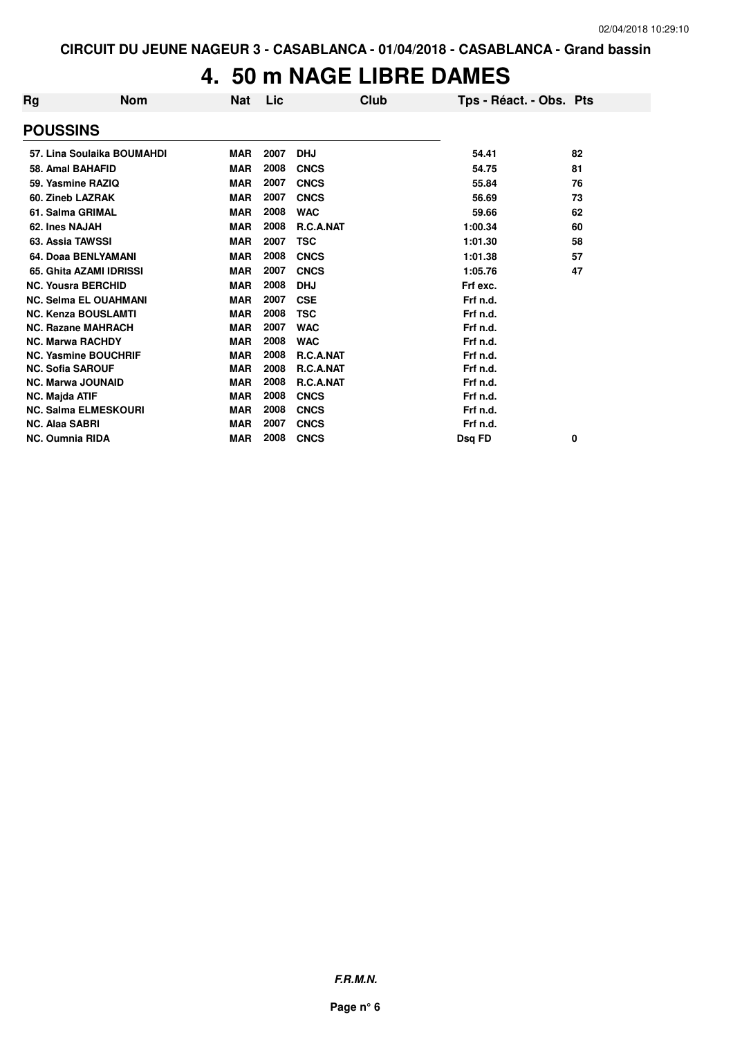# 4. 50 m NAGE LIBRE DAMES

| Rg | Nom | Nat | Lic | Club | Tps - Réact. - Obs. | Pts |
|---|---|---|---|---|---|---|

## POUSSINS

| Rg | Nom | Nat | Lic | Club | Tps - Réact. - Obs. | Pts |
|---|---|---|---|---|---|---|
| 57. | Lina Soulaika BOUMAHDI | MAR | 2007 | DHJ | 54.41 | 82 |
| 58. | Amal BAHAFID | MAR | 2008 | CNCS | 54.75 | 81 |
| 59. | Yasmine RAZIQ | MAR | 2007 | CNCS | 55.84 | 76 |
| 60. | Zineb LAZRAK | MAR | 2007 | CNCS | 56.69 | 73 |
| 61. | Salma GRIMAL | MAR | 2008 | WAC | 59.66 | 62 |
| 62. | Ines NAJAH | MAR | 2008 | R.C.A.NAT | 1:00.34 | 60 |
| 63. | Assia TAWSSI | MAR | 2007 | TSC | 1:01.30 | 58 |
| 64. | Doaa BENLYAMANI | MAR | 2008 | CNCS | 1:01.38 | 57 |
| 65. | Ghita AZAMI IDRISSI | MAR | 2007 | CNCS | 1:05.76 | 47 |
| NC. | Yousra BERCHID | MAR | 2008 | DHJ | Frf exc. | |
| NC. | Selma EL OUAHMANI | MAR | 2007 | CSE | Frf n.d. | |
| NC. | Kenza BOUSLAMTI | MAR | 2008 | TSC | Frf n.d. | |
| NC. | Razane MAHRACH | MAR | 2007 | WAC | Frf n.d. | |
| NC. | Marwa RACHDY | MAR | 2008 | WAC | Frf n.d. | |
| NC. | Yasmine BOUCHRIF | MAR | 2008 | R.C.A.NAT | Frf n.d. | |
| NC. | Sofia SAROUF | MAR | 2008 | R.C.A.NAT | Frf n.d. | |
| NC. | Marwa JOUNAID | MAR | 2008 | R.C.A.NAT | Frf n.d. | |
| NC. | Majda ATIF | MAR | 2008 | CNCS | Frf n.d. | |
| NC. | Salma ELMESKOURI | MAR | 2008 | CNCS | Frf n.d. | |
| NC. | Alaa SABRI | MAR | 2007 | CNCS | Frf n.d. | |
| NC. | Oumnia RIDA | MAR | 2008 | CNCS | Dsq FD | 0 |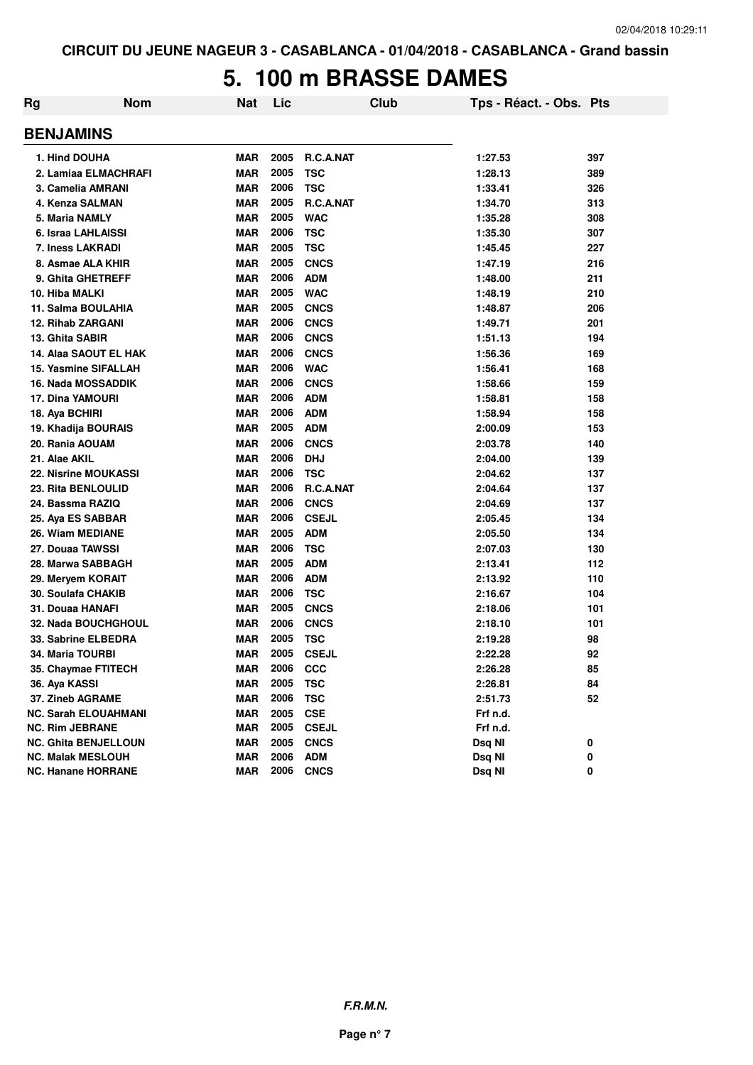CIRCUIT DU JEUNE NAGEUR 3 - CASABLANCA - 01/04/2018 - CASABLANCA - Grand bassin

# 5. 100 m BRASSE DAMES

| Rg | Nom | Nat | Lic | Club | Tps - Réact. - Obs. | Pts |
|---|---|---|---|---|---|---|
| **BENJAMINS** | | | | | | |
| 1. | Hind DOUHA | MAR | 2005 | R.C.A.NAT | 1:27.53 | 397 |
| 2. | Lamiaa ELMACHRAFI | MAR | 2005 | TSC | 1:28.13 | 389 |
| 3. | Camelia AMRANI | MAR | 2006 | TSC | 1:33.41 | 326 |
| 4. | Kenza SALMAN | MAR | 2005 | R.C.A.NAT | 1:34.70 | 313 |
| 5. | Maria NAMLY | MAR | 2005 | WAC | 1:35.28 | 308 |
| 6. | Israa LAHLAISSI | MAR | 2006 | TSC | 1:35.30 | 307 |
| 7. | Iness LAKRADI | MAR | 2005 | TSC | 1:45.45 | 227 |
| 8. | Asmae ALA KHIR | MAR | 2005 | CNCS | 1:47.19 | 216 |
| 9. | Ghita GHETREFF | MAR | 2006 | ADM | 1:48.00 | 211 |
| 10. | Hiba MALKI | MAR | 2005 | WAC | 1:48.19 | 210 |
| 11. | Salma BOULAHIA | MAR | 2005 | CNCS | 1:48.87 | 206 |
| 12. | Rihab ZARGANI | MAR | 2006 | CNCS | 1:49.71 | 201 |
| 13. | Ghita SABIR | MAR | 2006 | CNCS | 1:51.13 | 194 |
| 14. | Alaa SAOUT EL HAK | MAR | 2006 | CNCS | 1:56.36 | 169 |
| 15. | Yasmine SIFALLAH | MAR | 2006 | WAC | 1:56.41 | 168 |
| 16. | Nada MOSSADDIK | MAR | 2006 | CNCS | 1:58.66 | 159 |
| 17. | Dina YAMOURI | MAR | 2006 | ADM | 1:58.81 | 158 |
| 18. | Aya BCHIRI | MAR | 2006 | ADM | 1:58.94 | 158 |
| 19. | Khadija BOURAIS | MAR | 2005 | ADM | 2:00.09 | 153 |
| 20. | Rania AOUAM | MAR | 2006 | CNCS | 2:03.78 | 140 |
| 21. | Alae AKIL | MAR | 2006 | DHJ | 2:04.00 | 139 |
| 22. | Nisrine MOUKASSI | MAR | 2006 | TSC | 2:04.62 | 137 |
| 23. | Rita BENLOULID | MAR | 2006 | R.C.A.NAT | 2:04.64 | 137 |
| 24. | Bassma RAZIQ | MAR | 2006 | CNCS | 2:04.69 | 137 |
| 25. | Aya ES SABBAR | MAR | 2006 | CSEJL | 2:05.45 | 134 |
| 26. | Wiam MEDIANE | MAR | 2005 | ADM | 2:05.50 | 134 |
| 27. | Douaa TAWSSI | MAR | 2006 | TSC | 2:07.03 | 130 |
| 28. | Marwa SABBAGH | MAR | 2005 | ADM | 2:13.41 | 112 |
| 29. | Meryem KORAIT | MAR | 2006 | ADM | 2:13.92 | 110 |
| 30. | Soulafa CHAKIB | MAR | 2006 | TSC | 2:16.67 | 104 |
| 31. | Douaa HANAFI | MAR | 2005 | CNCS | 2:18.06 | 101 |
| 32. | Nada BOUCHGHOUL | MAR | 2006 | CNCS | 2:18.10 | 101 |
| 33. | Sabrine ELBEDRA | MAR | 2005 | TSC | 2:19.28 | 98 |
| 34. | Maria TOURBI | MAR | 2005 | CSEJL | 2:22.28 | 92 |
| 35. | Chaymae FTITECH | MAR | 2006 | CCC | 2:26.28 | 85 |
| 36. | Aya KASSI | MAR | 2005 | TSC | 2:26.81 | 84 |
| 37. | Zineb AGRAME | MAR | 2006 | TSC | 2:51.73 | 52 |
| NC. | Sarah ELOUAHMANI | MAR | 2005 | CSE | Frf n.d. | |
| NC. | Rim JEBRANE | MAR | 2005 | CSEJL | Frf n.d. | |
| NC. | Ghita BENJELLOUN | MAR | 2005 | CNCS | Dsq NI | 0 |
| NC. | Malak MESLOUH | MAR | 2006 | ADM | Dsq NI | 0 |
| NC. | Hanane HORRANE | MAR | 2006 | CNCS | Dsq NI | 0 |

*F.R.M.N.*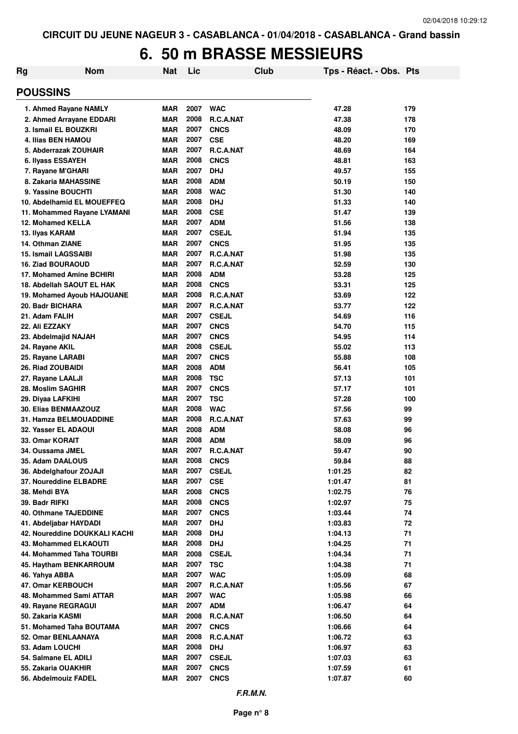CIRCUIT DU JEUNE NAGEUR 3 - CASABLANCA - 01/04/2018 - CASABLANCA - Grand bassin

# 6. 50 m BRASSE MESSIEURS

| Rg | Nom | Nat | Lic | Club | Tps - Réact. - Obs. | Pts |
|---|---|---|---|---|---|---|

## POUSSINS

| Rg | Nom | Nat | Lic | Club | Tps - Réact. - Obs. | Pts |
|---|---|---|---|---|---|---|
| 1. | Ahmed Rayane NAMLY | MAR | 2007 | WAC | 47.28 | 179 |
| 2. | Ahmed Arrayane EDDARI | MAR | 2008 | R.C.A.NAT | 47.38 | 178 |
| 3. | Ismail EL BOUZKRI | MAR | 2007 | CNCS | 48.09 | 170 |
| 4. | Ilias BEN HAMOU | MAR | 2007 | CSE | 48.20 | 169 |
| 5. | Abderrazak ZOUHAIR | MAR | 2007 | R.C.A.NAT | 48.69 | 164 |
| 6. | Ilyass ESSAYEH | MAR | 2008 | CNCS | 48.81 | 163 |
| 7. | Rayane M'GHARI | MAR | 2007 | DHJ | 49.57 | 155 |
| 8. | Zakaria MAHASSINE | MAR | 2008 | ADM | 50.19 | 150 |
| 9. | Yassine BOUCHTI | MAR | 2008 | WAC | 51.30 | 140 |
| 10. | Abdelhamid EL MOUEFFEQ | MAR | 2008 | DHJ | 51.33 | 140 |
| 11. | Mohammed Rayane LYAMANI | MAR | 2008 | CSE | 51.47 | 139 |
| 12. | Mohamed KELLA | MAR | 2007 | ADM | 51.56 | 138 |
| 13. | Ilyas KARAM | MAR | 2007 | CSEJL | 51.94 | 135 |
| 14. | Othman ZIANE | MAR | 2007 | CNCS | 51.95 | 135 |
| 15. | Ismail LAGSSAIBI | MAR | 2007 | R.C.A.NAT | 51.98 | 135 |
| 16. | Ziad BOURAOUD | MAR | 2007 | R.C.A.NAT | 52.59 | 130 |
| 17. | Mohamed Amine BCHIRI | MAR | 2008 | ADM | 53.28 | 125 |
| 18. | Abdellah SAOUT EL HAK | MAR | 2008 | CNCS | 53.31 | 125 |
| 19. | Mohamed Ayoub HAJOUANE | MAR | 2008 | R.C.A.NAT | 53.69 | 122 |
| 20. | Badr BICHARA | MAR | 2007 | R.C.A.NAT | 53.77 | 122 |
| 21. | Adam FALIH | MAR | 2007 | CSEJL | 54.69 | 116 |
| 22. | Ali EZZAKY | MAR | 2007 | CNCS | 54.70 | 115 |
| 23. | Abdelmajid NAJAH | MAR | 2007 | CNCS | 54.95 | 114 |
| 24. | Rayane AKIL | MAR | 2008 | CSEJL | 55.02 | 113 |
| 25. | Rayane LARABI | MAR | 2007 | CNCS | 55.88 | 108 |
| 26. | Riad ZOUBAIDI | MAR | 2008 | ADM | 56.41 | 105 |
| 27. | Rayane LAALJI | MAR | 2008 | TSC | 57.13 | 101 |
| 28. | Moslim SAGHIR | MAR | 2007 | CNCS | 57.17 | 101 |
| 29. | Diyaa LAFKIHI | MAR | 2007 | TSC | 57.28 | 100 |
| 30. | Elias BENMAAZOUZ | MAR | 2008 | WAC | 57.56 | 99 |
| 31. | Hamza BELMOUADDINE | MAR | 2008 | R.C.A.NAT | 57.63 | 99 |
| 32. | Yasser EL ADAOUI | MAR | 2008 | ADM | 58.08 | 96 |
| 33. | Omar KORAIT | MAR | 2008 | ADM | 58.09 | 96 |
| 34. | Oussama JMEL | MAR | 2007 | R.C.A.NAT | 59.47 | 90 |
| 35. | Adam DAALOUS | MAR | 2008 | CNCS | 59.84 | 88 |
| 36. | Abdelghafour ZOJAJI | MAR | 2007 | CSEJL | 1:01.25 | 82 |
| 37. | Noureddine ELBADRE | MAR | 2007 | CSE | 1:01.47 | 81 |
| 38. | Mehdi BYA | MAR | 2008 | CNCS | 1:02.75 | 76 |
| 39. | Badr RIFKI | MAR | 2008 | CNCS | 1:02.97 | 75 |
| 40. | Othmane TAJEDDINE | MAR | 2007 | CNCS | 1:03.44 | 74 |
| 41. | Abdeljabar HAYDADI | MAR | 2007 | DHJ | 1:03.83 | 72 |
| 42. | Noureddine DOUKKALI KACHI | MAR | 2008 | DHJ | 1:04.13 | 71 |
| 43. | Mohammed ELKAOUTI | MAR | 2008 | DHJ | 1:04.25 | 71 |
| 44. | Mohammed Taha TOURBI | MAR | 2008 | CSEJL | 1:04.34 | 71 |
| 45. | Haytham BENKARROUM | MAR | 2007 | TSC | 1:04.38 | 71 |
| 46. | Yahya ABBA | MAR | 2007 | WAC | 1:05.09 | 68 |
| 47. | Omar KERBOUCH | MAR | 2007 | R.C.A.NAT | 1:05.56 | 67 |
| 48. | Mohammed Sami ATTAR | MAR | 2007 | WAC | 1:05.98 | 66 |
| 49. | Rayane REGRAGUI | MAR | 2007 | ADM | 1:06.47 | 64 |
| 50. | Zakaria KASMI | MAR | 2008 | R.C.A.NAT | 1:06.50 | 64 |
| 51. | Mohamed Taha BOUTAMA | MAR | 2007 | CNCS | 1:06.66 | 64 |
| 52. | Omar BENLAANAYA | MAR | 2008 | R.C.A.NAT | 1:06.72 | 63 |
| 53. | Adam LOUCHI | MAR | 2008 | DHJ | 1:06.97 | 63 |
| 54. | Salmane EL ADILI | MAR | 2007 | CSEJL | 1:07.03 | 63 |
| 55. | Zakaria OUAKHIR | MAR | 2007 | CNCS | 1:07.59 | 61 |
| 56. | Abdelmouiz FADEL | MAR | 2007 | CNCS | 1:07.87 | 60 |

*F.R.M.N.*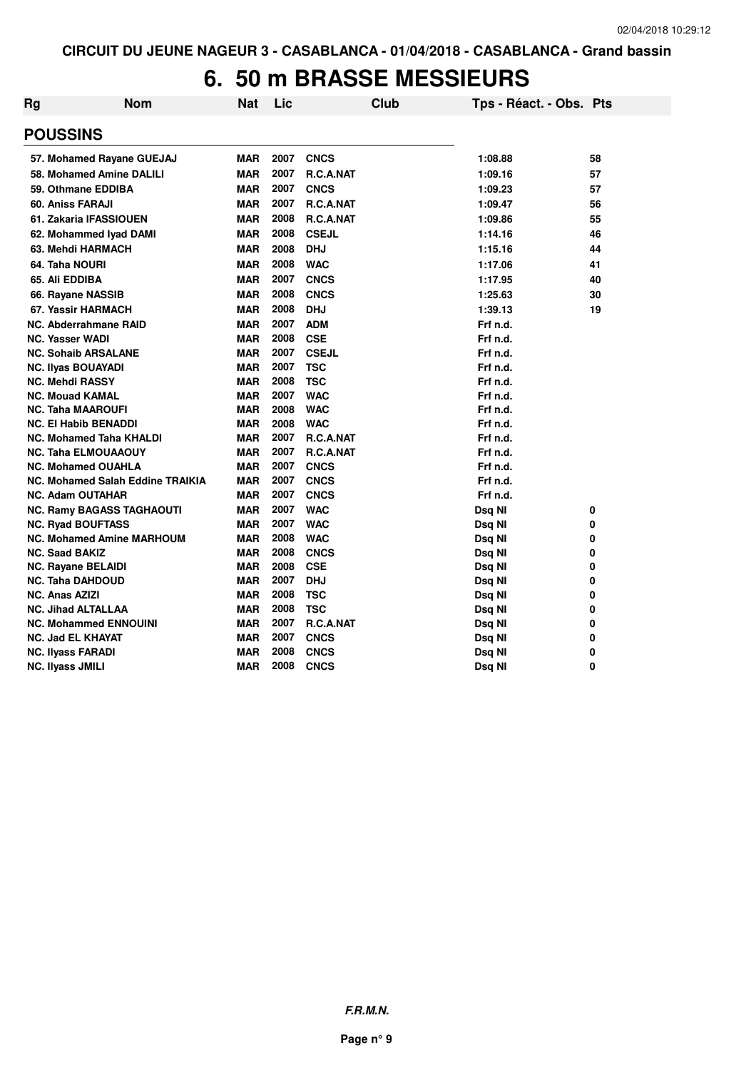CIRCUIT DU JEUNE NAGEUR 3 - CASABLANCA - 01/04/2018 - CASABLANCA - Grand bassin

# 6. 50 m BRASSE MESSIEURS

| Rg | Nom | Nat | Lic | Club | Tps - Réact. - Obs. | Pts |
|---|---|---|---|---|---|---|
| **POUSSINS** | | | | | | |
| 57. | Mohamed Rayane GUEJAJ | MAR | 2007 | CNCS | 1:08.88 | 58 |
| 58. | Mohamed Amine DALILI | MAR | 2007 | R.C.A.NAT | 1:09.16 | 57 |
| 59. | Othmane EDDIBA | MAR | 2007 | CNCS | 1:09.23 | 57 |
| 60. | Aniss FARAJI | MAR | 2007 | R.C.A.NAT | 1:09.47 | 56 |
| 61. | Zakaria IFASSIOUEN | MAR | 2008 | R.C.A.NAT | 1:09.86 | 55 |
| 62. | Mohammed Iyad DAMI | MAR | 2008 | CSEJL | 1:14.16 | 46 |
| 63. | Mehdi HARMACH | MAR | 2008 | DHJ | 1:15.16 | 44 |
| 64. | Taha NOURI | MAR | 2008 | WAC | 1:17.06 | 41 |
| 65. | Ali EDDIBA | MAR | 2007 | CNCS | 1:17.95 | 40 |
| 66. | Rayane NASSIB | MAR | 2008 | CNCS | 1:25.63 | 30 |
| 67. | Yassir HARMACH | MAR | 2008 | DHJ | 1:39.13 | 19 |
| NC. | Abderrahmane RAID | MAR | 2007 | ADM | Frf n.d. | |
| NC. | Yasser WADI | MAR | 2008 | CSE | Frf n.d. | |
| NC. | Sohaib ARSALANE | MAR | 2007 | CSEJL | Frf n.d. | |
| NC. | Ilyas BOUAYADI | MAR | 2007 | TSC | Frf n.d. | |
| NC. | Mehdi RASSY | MAR | 2008 | TSC | Frf n.d. | |
| NC. | Mouad KAMAL | MAR | 2007 | WAC | Frf n.d. | |
| NC. | Taha MAAROUFI | MAR | 2008 | WAC | Frf n.d. | |
| NC. | El Habib BENADDI | MAR | 2008 | WAC | Frf n.d. | |
| NC. | Mohamed Taha KHALDI | MAR | 2007 | R.C.A.NAT | Frf n.d. | |
| NC. | Taha ELMOUAAOUY | MAR | 2007 | R.C.A.NAT | Frf n.d. | |
| NC. | Mohamed OUAHLA | MAR | 2007 | CNCS | Frf n.d. | |
| NC. | Mohamed Salah Eddine TRAIKIA | MAR | 2007 | CNCS | Frf n.d. | |
| NC. | Adam OUTAHAR | MAR | 2007 | CNCS | Frf n.d. | |
| NC. | Ramy BAGASS TAGHAOUTI | MAR | 2007 | WAC | Dsq NI | 0 |
| NC. | Ryad BOUFTASS | MAR | 2007 | WAC | Dsq NI | 0 |
| NC. | Mohamed Amine MARHOUM | MAR | 2008 | WAC | Dsq NI | 0 |
| NC. | Saad BAKIZ | MAR | 2008 | CNCS | Dsq NI | 0 |
| NC. | Rayane BELAIDI | MAR | 2008 | CSE | Dsq NI | 0 |
| NC. | Taha DAHDOUD | MAR | 2007 | DHJ | Dsq NI | 0 |
| NC. | Anas AZIZI | MAR | 2008 | TSC | Dsq NI | 0 |
| NC. | Jihad ALTALLAA | MAR | 2008 | TSC | Dsq NI | 0 |
| NC. | Mohammed ENNOUINI | MAR | 2007 | R.C.A.NAT | Dsq NI | 0 |
| NC. | Jad EL KHAYAT | MAR | 2007 | CNCS | Dsq NI | 0 |
| NC. | Ilyass FARADI | MAR | 2008 | CNCS | Dsq NI | 0 |
| NC. | Ilyass JMILI | MAR | 2008 | CNCS | Dsq NI | 0 |

*F.R.M.N.*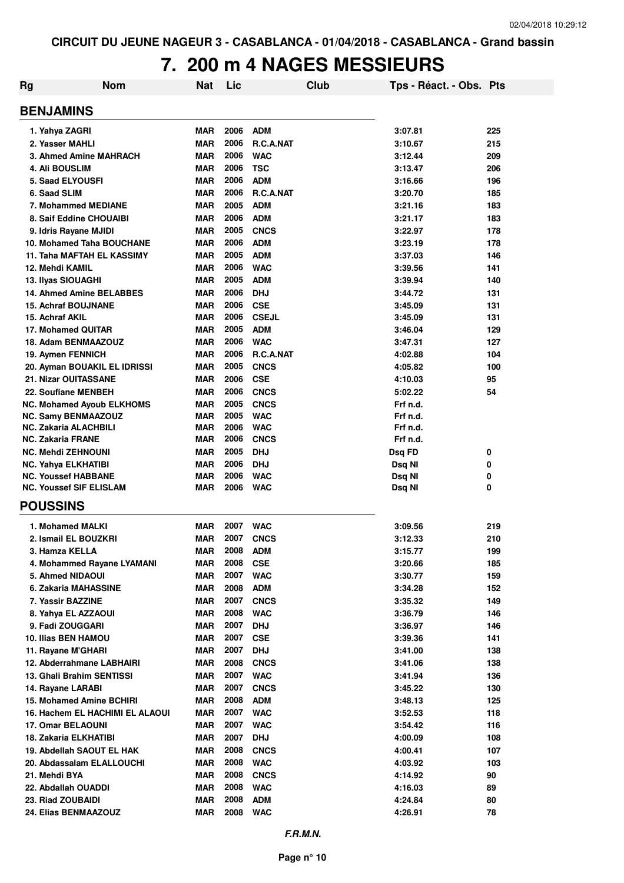CIRCUIT DU JEUNE NAGEUR 3 - CASABLANCA - 01/04/2018 - CASABLANCA - Grand bassin

# 7. 200 m 4 NAGES MESSIEURS

| Rg | Nom | Nat | Lic | Club | Tps - Réact. - Obs. | Pts |
|---|---|---|---|---|---|---|

## BENJAMINS

| Rg | Nom | Nat | Lic | Club | Tps - Réact. - Obs. | Pts |
|---|---|---|---|---|---|---|
| 1. | Yahya ZAGRI | MAR | 2006 | ADM | 3:07.81 | 225 |
| 2. | Yasser MAHLI | MAR | 2006 | R.C.A.NAT | 3:10.67 | 215 |
| 3. | Ahmed Amine MAHRACH | MAR | 2006 | WAC | 3:12.44 | 209 |
| 4. | Ali BOUSLIM | MAR | 2006 | TSC | 3:13.47 | 206 |
| 5. | Saad ELYOUSFI | MAR | 2006 | ADM | 3:16.66 | 196 |
| 6. | Saad SLIM | MAR | 2006 | R.C.A.NAT | 3:20.70 | 185 |
| 7. | Mohammed MEDIANE | MAR | 2005 | ADM | 3:21.16 | 183 |
| 8. | Saif Eddine CHOUAIBI | MAR | 2006 | ADM | 3:21.17 | 183 |
| 9. | Idris Rayane MJIDI | MAR | 2005 | CNCS | 3:22.97 | 178 |
| 10. | Mohamed Taha BOUCHANE | MAR | 2006 | ADM | 3:23.19 | 178 |
| 11. | Taha MAFTAH EL KASSIMY | MAR | 2005 | ADM | 3:37.03 | 146 |
| 12. | Mehdi KAMIL | MAR | 2006 | WAC | 3:39.56 | 141 |
| 13. | Ilyas SIOUAGHI | MAR | 2005 | ADM | 3:39.94 | 140 |
| 14. | Ahmed Amine BELABBES | MAR | 2006 | DHJ | 3:44.72 | 131 |
| 15. | Achraf BOUJNANE | MAR | 2006 | CSE | 3:45.09 | 131 |
| 15. | Achraf AKIL | MAR | 2006 | CSEJL | 3:45.09 | 131 |
| 17. | Mohamed QUITAR | MAR | 2005 | ADM | 3:46.04 | 129 |
| 18. | Adam BENMAAZOUZ | MAR | 2006 | WAC | 3:47.31 | 127 |
| 19. | Aymen FENNICH | MAR | 2006 | R.C.A.NAT | 4:02.88 | 104 |
| 20. | Ayman BOUAKIL EL IDRISSI | MAR | 2005 | CNCS | 4:05.82 | 100 |
| 21. | Nizar OUITASSANE | MAR | 2006 | CSE | 4:10.03 | 95 |
| 22. | Soufiane MENBEH | MAR | 2006 | CNCS | 5:02.22 | 54 |
| NC. | Mohamed Ayoub ELKHOMS | MAR | 2005 | CNCS | Frf n.d. | |
| NC. | Samy BENMAAZOUZ | MAR | 2005 | WAC | Frf n.d. | |
| NC. | Zakaria ALACHBILI | MAR | 2006 | WAC | Frf n.d. | |
| NC. | Zakaria FRANE | MAR | 2006 | CNCS | Frf n.d. | |
| NC. | Mehdi ZEHNOUNI | MAR | 2005 | DHJ | Dsq FD | 0 |
| NC. | Yahya ELKHATIBI | MAR | 2006 | DHJ | Dsq NI | 0 |
| NC. | Youssef HABBANE | MAR | 2006 | WAC | Dsq NI | 0 |
| NC. | Youssef SIF ELISLAM | MAR | 2006 | WAC | Dsq NI | 0 |

## POUSSINS

| Rg | Nom | Nat | Lic | Club | Tps - Réact. - Obs. | Pts |
|---|---|---|---|---|---|---|
| 1. | Mohamed MALKI | MAR | 2007 | WAC | 3:09.56 | 219 |
| 2. | Ismail EL BOUZKRI | MAR | 2007 | CNCS | 3:12.33 | 210 |
| 3. | Hamza KELLA | MAR | 2008 | ADM | 3:15.77 | 199 |
| 4. | Mohammed Rayane LYAMANI | MAR | 2008 | CSE | 3:20.66 | 185 |
| 5. | Ahmed NIDAOUI | MAR | 2007 | WAC | 3:30.77 | 159 |
| 6. | Zakaria MAHASSINE | MAR | 2008 | ADM | 3:34.28 | 152 |
| 7. | Yassir BAZZINE | MAR | 2007 | CNCS | 3:35.32 | 149 |
| 8. | Yahya EL AZZAOUI | MAR | 2008 | WAC | 3:36.79 | 146 |
| 9. | Fadi ZOUGGARI | MAR | 2007 | DHJ | 3:36.97 | 146 |
| 10. | Ilias BEN HAMOU | MAR | 2007 | CSE | 3:39.36 | 141 |
| 11. | Rayane M'GHARI | MAR | 2007 | DHJ | 3:41.00 | 138 |
| 12. | Abderrahmane LABHAIRI | MAR | 2008 | CNCS | 3:41.06 | 138 |
| 13. | Ghali Brahim SENTISSI | MAR | 2007 | WAC | 3:41.94 | 136 |
| 14. | Rayane LARABI | MAR | 2007 | CNCS | 3:45.22 | 130 |
| 15. | Mohamed Amine BCHIRI | MAR | 2008 | ADM | 3:48.13 | 125 |
| 16. | Hachem EL HACHIMI EL ALAOUI | MAR | 2007 | WAC | 3:52.53 | 118 |
| 17. | Omar BELAOUNI | MAR | 2007 | WAC | 3:54.42 | 116 |
| 18. | Zakaria ELKHATIBI | MAR | 2007 | DHJ | 4:00.09 | 108 |
| 19. | Abdellah SAOUT EL HAK | MAR | 2008 | CNCS | 4:00.41 | 107 |
| 20. | Abdassalam ELALLOUCHI | MAR | 2008 | WAC | 4:03.92 | 103 |
| 21. | Mehdi BYA | MAR | 2008 | CNCS | 4:14.92 | 90 |
| 22. | Abdallah OUADDI | MAR | 2008 | WAC | 4:16.03 | 89 |
| 23. | Riad ZOUBAIDI | MAR | 2008 | ADM | 4:24.84 | 80 |
| 24. | Elias BENMAAZOUZ | MAR | 2008 | WAC | 4:26.91 | 78 |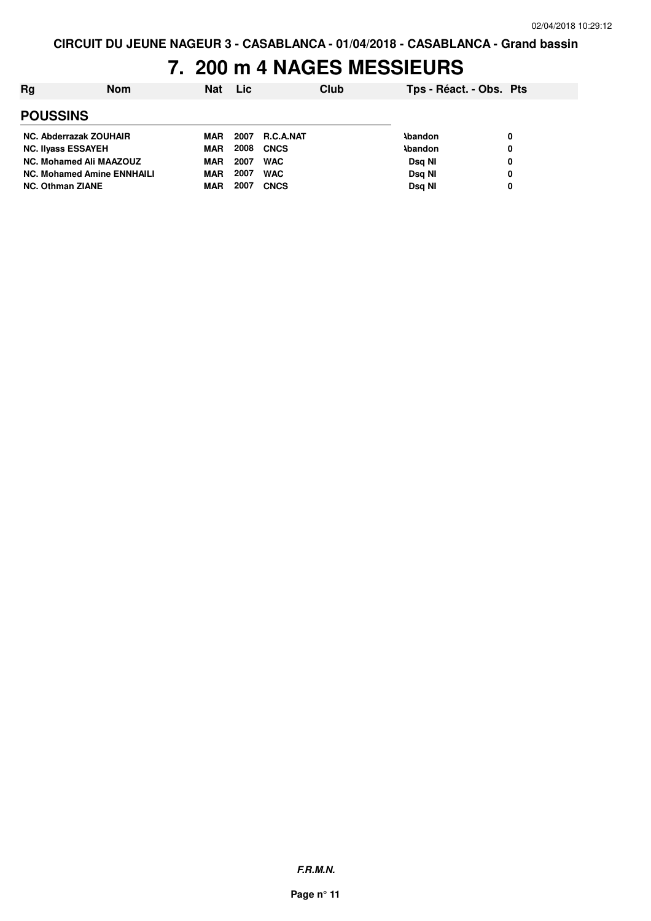CIRCUIT DU JEUNE NAGEUR 3 - CASABLANCA - 01/04/2018 - CASABLANCA - Grand bassin

# 7. 200 m 4 NAGES MESSIEURS

| Rg | Nom | Nat | Lic | Club | Tps - Réact. - Obs. | Pts |
|---|---|---|---|---|---|---|
| **POUSSINS** | | | | | | |
| NC. | Abderrazak ZOUHAIR | MAR | 2007 | R.C.A.NAT | Abandon | 0 |
| NC. | Ilyass ESSAYEH | MAR | 2008 | CNCS | Abandon | 0 |
| NC. | Mohamed Ali MAAZOUZ | MAR | 2007 | WAC | Dsq NI | 0 |
| NC. | Mohamed Amine ENNHAILI | MAR | 2007 | WAC | Dsq NI | 0 |
| NC. | Othman ZIANE | MAR | 2007 | CNCS | Dsq NI | 0 |

*F.R.M.N.*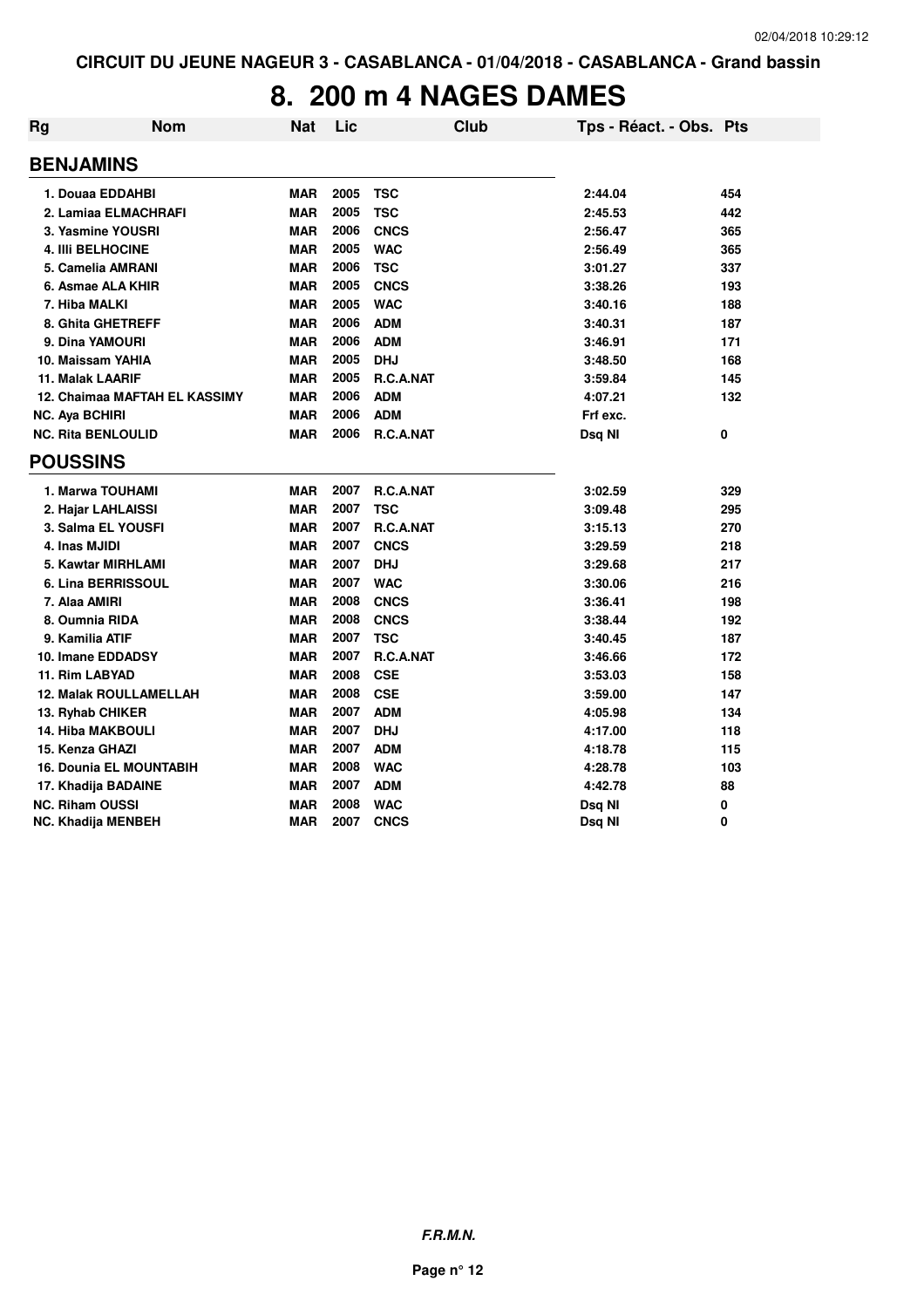# 8. 200 m 4 NAGES DAMES

| Rg | Nom | Nat | Lic | Club | Tps - Réact. - Obs. | Pts |
|---|---|---|---|---|---|---|
| **BENJAMINS** | | | | | | |
| 1. Douaa EDDAHBI | | MAR | 2005 | TSC | 2:44.04 | 454 |
| 2. Lamiaa ELMACHRAFI | | MAR | 2005 | TSC | 2:45.53 | 442 |
| 3. Yasmine YOUSRI | | MAR | 2006 | CNCS | 2:56.47 | 365 |
| 4. Illi BELHOCINE | | MAR | 2005 | WAC | 2:56.49 | 365 |
| 5. Camelia AMRANI | | MAR | 2006 | TSC | 3:01.27 | 337 |
| 6. Asmae ALA KHIR | | MAR | 2005 | CNCS | 3:38.26 | 193 |
| 7. Hiba MALKI | | MAR | 2005 | WAC | 3:40.16 | 188 |
| 8. Ghita GHETREFF | | MAR | 2006 | ADM | 3:40.31 | 187 |
| 9. Dina YAMOURI | | MAR | 2006 | ADM | 3:46.91 | 171 |
| 10. Maissam YAHIA | | MAR | 2005 | DHJ | 3:48.50 | 168 |
| 11. Malak LAARIF | | MAR | 2005 | R.C.A.NAT | 3:59.84 | 145 |
| 12. Chaimaa MAFTAH EL KASSIMY | | MAR | 2006 | ADM | 4:07.21 | 132 |
| NC. Aya BCHIRI | | MAR | 2006 | ADM | Frf exc. | |
| NC. Rita BENLOULID | | MAR | 2006 | R.C.A.NAT | Dsq NI | 0 |
| **POUSSINS** | | | | | | |
| 1. Marwa TOUHAMI | | MAR | 2007 | R.C.A.NAT | 3:02.59 | 329 |
| 2. Hajar LAHLAISSI | | MAR | 2007 | TSC | 3:09.48 | 295 |
| 3. Salma EL YOUSFI | | MAR | 2007 | R.C.A.NAT | 3:15.13 | 270 |
| 4. Inas MJIDI | | MAR | 2007 | CNCS | 3:29.59 | 218 |
| 5. Kawtar MIRHLAMI | | MAR | 2007 | DHJ | 3:29.68 | 217 |
| 6. Lina BERRISSOUL | | MAR | 2007 | WAC | 3:30.06 | 216 |
| 7. Alaa AMIRI | | MAR | 2008 | CNCS | 3:36.41 | 198 |
| 8. Oumnia RIDA | | MAR | 2008 | CNCS | 3:38.44 | 192 |
| 9. Kamilia ATIF | | MAR | 2007 | TSC | 3:40.45 | 187 |
| 10. Imane EDDADSY | | MAR | 2007 | R.C.A.NAT | 3:46.66 | 172 |
| 11. Rim LABYAD | | MAR | 2008 | CSE | 3:53.03 | 158 |
| 12. Malak ROULLAMELLAH | | MAR | 2008 | CSE | 3:59.00 | 147 |
| 13. Ryhab CHIKER | | MAR | 2007 | ADM | 4:05.98 | 134 |
| 14. Hiba MAKBOULI | | MAR | 2007 | DHJ | 4:17.00 | 118 |
| 15. Kenza GHAZI | | MAR | 2007 | ADM | 4:18.78 | 115 |
| 16. Dounia EL MOUNTABIH | | MAR | 2008 | WAC | 4:28.78 | 103 |
| 17. Khadija BADAINE | | MAR | 2007 | ADM | 4:42.78 | 88 |
| NC. Riham OUSSI | | MAR | 2008 | WAC | Dsq NI | 0 |
| NC. Khadija MENBEH | | MAR | 2007 | CNCS | Dsq NI | 0 |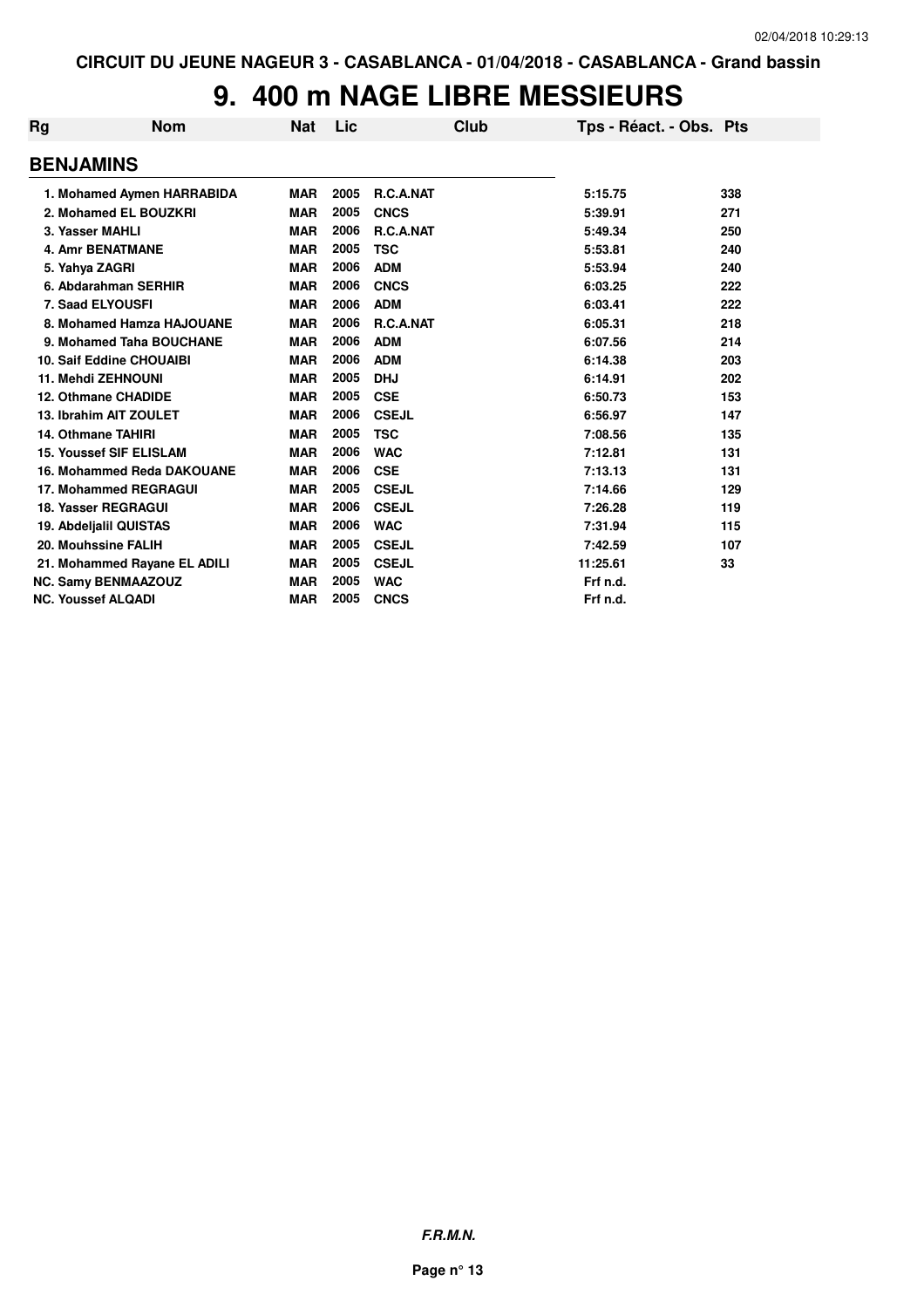CIRCUIT DU JEUNE NAGEUR 3 - CASABLANCA - 01/04/2018 - CASABLANCA - Grand bassin

# 9. 400 m NAGE LIBRE MESSIEURS

| Rg | Nom | Nat | Lic | Club | Tps - Réact. - Obs. | Pts |
|---|---|---|---|---|---|---|
| **BENJAMINS** | | | | | | |
| 1. | Mohamed Aymen HARRABIDA | MAR | 2005 | R.C.A.NAT | 5:15.75 | 338 |
| 2. | Mohamed EL BOUZKRI | MAR | 2005 | CNCS | 5:39.91 | 271 |
| 3. | Yasser MAHLI | MAR | 2006 | R.C.A.NAT | 5:49.34 | 250 |
| 4. | Amr BENATMANE | MAR | 2005 | TSC | 5:53.81 | 240 |
| 5. | Yahya ZAGRI | MAR | 2006 | ADM | 5:53.94 | 240 |
| 6. | Abdarahman SERHIR | MAR | 2006 | CNCS | 6:03.25 | 222 |
| 7. | Saad ELYOUSFI | MAR | 2006 | ADM | 6:03.41 | 222 |
| 8. | Mohamed Hamza HAJOUANE | MAR | 2006 | R.C.A.NAT | 6:05.31 | 218 |
| 9. | Mohamed Taha BOUCHANE | MAR | 2006 | ADM | 6:07.56 | 214 |
| 10. | Saif Eddine CHOUAIBI | MAR | 2006 | ADM | 6:14.38 | 203 |
| 11. | Mehdi ZEHNOUNI | MAR | 2005 | DHJ | 6:14.91 | 202 |
| 12. | Othmane CHADIDE | MAR | 2005 | CSE | 6:50.73 | 153 |
| 13. | Ibrahim AIT ZOULET | MAR | 2006 | CSEJL | 6:56.97 | 147 |
| 14. | Othmane TAHIRI | MAR | 2005 | TSC | 7:08.56 | 135 |
| 15. | Youssef SIF ELISLAM | MAR | 2006 | WAC | 7:12.81 | 131 |
| 16. | Mohammed Reda DAKOUANE | MAR | 2006 | CSE | 7:13.13 | 131 |
| 17. | Mohammed REGRAGUI | MAR | 2005 | CSEJL | 7:14.66 | 129 |
| 18. | Yasser REGRAGUI | MAR | 2006 | CSEJL | 7:26.28 | 119 |
| 19. | Abdeljalil QUISTAS | MAR | 2006 | WAC | 7:31.94 | 115 |
| 20. | Mouhssine FALIH | MAR | 2005 | CSEJL | 7:42.59 | 107 |
| 21. | Mohammed Rayane EL ADILI | MAR | 2005 | CSEJL | 11:25.61 | 33 |
| NC. | Samy BENMAAZOUZ | MAR | 2005 | WAC | Frf n.d. | |
| NC. | Youssef ALQADI | MAR | 2005 | CNCS | Frf n.d. | |

*F.R.M.N.*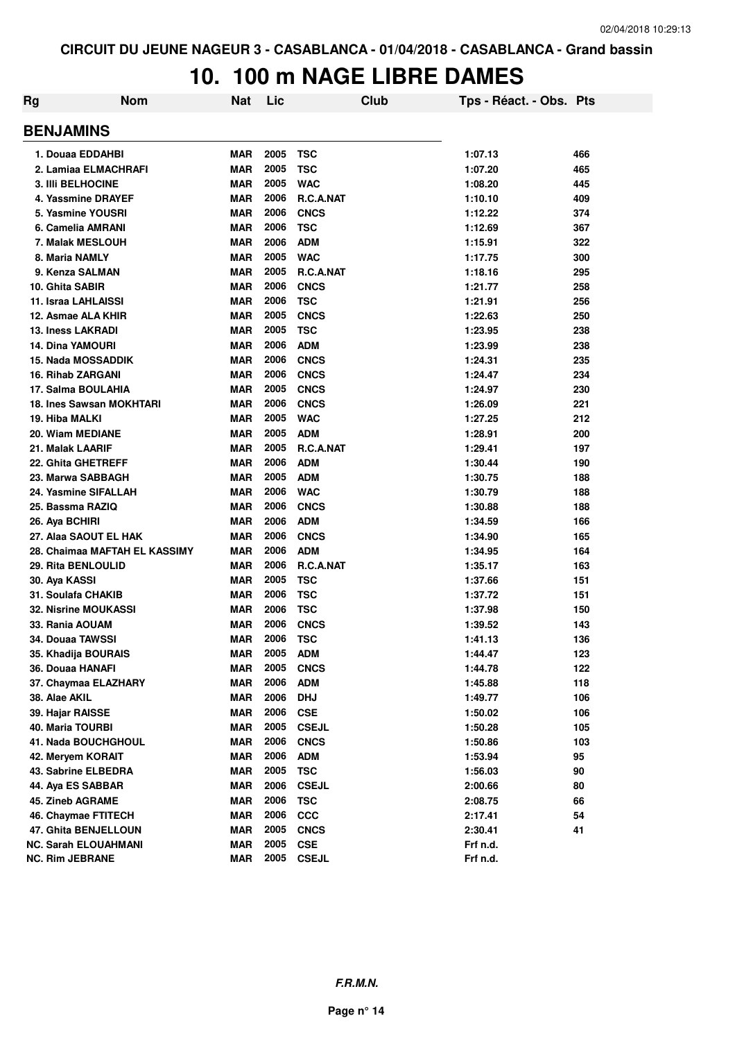CIRCUIT DU JEUNE NAGEUR 3 - CASABLANCA - 01/04/2018 - CASABLANCA - Grand bassin

# 10. 100 m NAGE LIBRE DAMES

| Rg | Nom | Nat | Lic | Club | Tps - Réact. - Obs. | Pts |
|---|---|---|---|---|---|---|
| **BENJAMINS** | | | | | | |
| 1. | Douaa EDDAHBI | MAR | 2005 | TSC | 1:07.13 | 466 |
| 2. | Lamiaa ELMACHRAFI | MAR | 2005 | TSC | 1:07.20 | 465 |
| 3. | Illi BELHOCINE | MAR | 2005 | WAC | 1:08.20 | 445 |
| 4. | Yassmine DRAYEF | MAR | 2006 | R.C.A.NAT | 1:10.10 | 409 |
| 5. | Yasmine YOUSRI | MAR | 2006 | CNCS | 1:12.22 | 374 |
| 6. | Camelia AMRANI | MAR | 2006 | TSC | 1:12.69 | 367 |
| 7. | Malak MESLOUH | MAR | 2006 | ADM | 1:15.91 | 322 |
| 8. | Maria NAMLY | MAR | 2005 | WAC | 1:17.75 | 300 |
| 9. | Kenza SALMAN | MAR | 2005 | R.C.A.NAT | 1:18.16 | 295 |
| 10. | Ghita SABIR | MAR | 2006 | CNCS | 1:21.77 | 258 |
| 11. | Israa LAHLAISSI | MAR | 2006 | TSC | 1:21.91 | 256 |
| 12. | Asmae ALA KHIR | MAR | 2005 | CNCS | 1:22.63 | 250 |
| 13. | Iness LAKRADI | MAR | 2005 | TSC | 1:23.95 | 238 |
| 14. | Dina YAMOURI | MAR | 2006 | ADM | 1:23.99 | 238 |
| 15. | Nada MOSSADDIK | MAR | 2006 | CNCS | 1:24.31 | 235 |
| 16. | Rihab ZARGANI | MAR | 2006 | CNCS | 1:24.47 | 234 |
| 17. | Salma BOULAHIA | MAR | 2005 | CNCS | 1:24.97 | 230 |
| 18. | Ines Sawsan MOKHTARI | MAR | 2006 | CNCS | 1:26.09 | 221 |
| 19. | Hiba MALKI | MAR | 2005 | WAC | 1:27.25 | 212 |
| 20. | Wiam MEDIANE | MAR | 2005 | ADM | 1:28.91 | 200 |
| 21. | Malak LAARIF | MAR | 2005 | R.C.A.NAT | 1:29.41 | 197 |
| 22. | Ghita GHETREFF | MAR | 2006 | ADM | 1:30.44 | 190 |
| 23. | Marwa SABBAGH | MAR | 2005 | ADM | 1:30.75 | 188 |
| 24. | Yasmine SIFALLAH | MAR | 2006 | WAC | 1:30.79 | 188 |
| 25. | Bassma RAZIQ | MAR | 2006 | CNCS | 1:30.88 | 188 |
| 26. | Aya BCHIRI | MAR | 2006 | ADM | 1:34.59 | 166 |
| 27. | Alaa SAOUT EL HAK | MAR | 2006 | CNCS | 1:34.90 | 165 |
| 28. | Chaimaa MAFTAH EL KASSIMY | MAR | 2006 | ADM | 1:34.95 | 164 |
| 29. | Rita BENLOULID | MAR | 2006 | R.C.A.NAT | 1:35.17 | 163 |
| 30. | Aya KASSI | MAR | 2005 | TSC | 1:37.66 | 151 |
| 31. | Soulafa CHAKIB | MAR | 2006 | TSC | 1:37.72 | 151 |
| 32. | Nisrine MOUKASSI | MAR | 2006 | TSC | 1:37.98 | 150 |
| 33. | Rania AOUAM | MAR | 2006 | CNCS | 1:39.52 | 143 |
| 34. | Douaa TAWSSI | MAR | 2006 | TSC | 1:41.13 | 136 |
| 35. | Khadija BOURAIS | MAR | 2005 | ADM | 1:44.47 | 123 |
| 36. | Douaa HANAFI | MAR | 2005 | CNCS | 1:44.78 | 122 |
| 37. | Chaymaa ELAZHARY | MAR | 2006 | ADM | 1:45.88 | 118 |
| 38. | Alae AKIL | MAR | 2006 | DHJ | 1:49.77 | 106 |
| 39. | Hajar RAISSE | MAR | 2006 | CSE | 1:50.02 | 106 |
| 40. | Maria TOURBI | MAR | 2005 | CSEJL | 1:50.28 | 105 |
| 41. | Nada BOUCHGHOUL | MAR | 2006 | CNCS | 1:50.86 | 103 |
| 42. | Meryem KORAIT | MAR | 2006 | ADM | 1:53.94 | 95 |
| 43. | Sabrine ELBEDRA | MAR | 2005 | TSC | 1:56.03 | 90 |
| 44. | Aya ES SABBAR | MAR | 2006 | CSEJL | 2:00.66 | 80 |
| 45. | Zineb AGRAME | MAR | 2006 | TSC | 2:08.75 | 66 |
| 46. | Chaymae FTITECH | MAR | 2006 | CCC | 2:17.41 | 54 |
| 47. | Ghita BENJELLOUN | MAR | 2005 | CNCS | 2:30.41 | 41 |
| NC. | Sarah ELOUAHMANI | MAR | 2005 | CSE | Frf n.d. | |
| NC. | Rim JEBRANE | MAR | 2005 | CSEJL | Frf n.d. | |

*F.R.M.N.*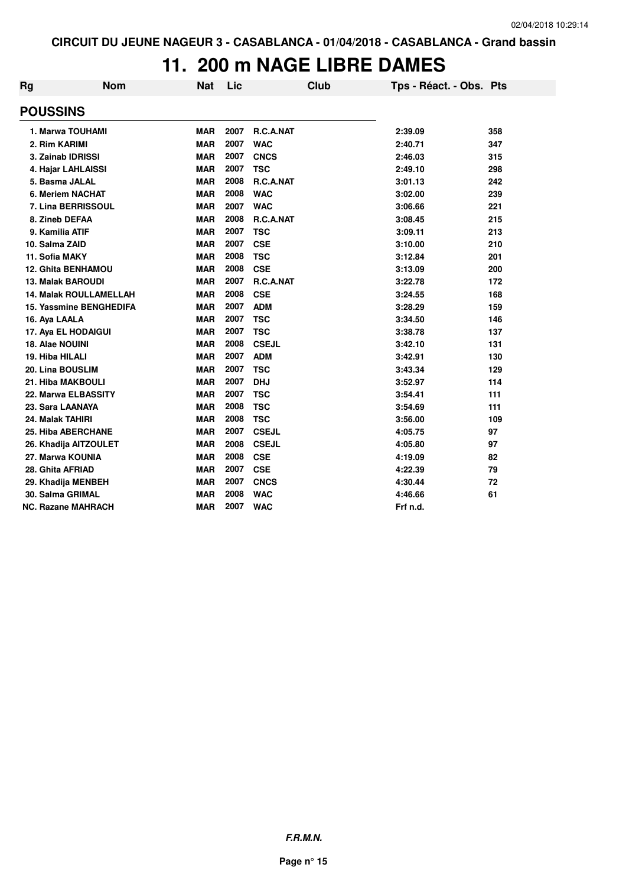CIRCUIT DU JEUNE NAGEUR 3 - CASABLANCA - 01/04/2018 - CASABLANCA - Grand bassin

# 11. 200 m NAGE LIBRE DAMES

| Rg | Nom | Nat | Lic | Club | Tps - Réact. - Obs. | Pts |
|---|---|---|---|---|---|---|
| **POUSSINS** | | | | | | |
| 1. | Marwa TOUHAMI | MAR | 2007 | R.C.A.NAT | 2:39.09 | 358 |
| 2. | Rim KARIMI | MAR | 2007 | WAC | 2:40.71 | 347 |
| 3. | Zainab IDRISSI | MAR | 2007 | CNCS | 2:46.03 | 315 |
| 4. | Hajar LAHLAISSI | MAR | 2007 | TSC | 2:49.10 | 298 |
| 5. | Basma JALAL | MAR | 2008 | R.C.A.NAT | 3:01.13 | 242 |
| 6. | Meriem NACHAT | MAR | 2008 | WAC | 3:02.00 | 239 |
| 7. | Lina BERRISSOUL | MAR | 2007 | WAC | 3:06.66 | 221 |
| 8. | Zineb DEFAA | MAR | 2008 | R.C.A.NAT | 3:08.45 | 215 |
| 9. | Kamilia ATIF | MAR | 2007 | TSC | 3:09.11 | 213 |
| 10. | Salma ZAID | MAR | 2007 | CSE | 3:10.00 | 210 |
| 11. | Sofia MAKY | MAR | 2008 | TSC | 3:12.84 | 201 |
| 12. | Ghita BENHAMOU | MAR | 2008 | CSE | 3:13.09 | 200 |
| 13. | Malak BAROUDI | MAR | 2007 | R.C.A.NAT | 3:22.78 | 172 |
| 14. | Malak ROULLAMELLAH | MAR | 2008 | CSE | 3:24.55 | 168 |
| 15. | Yassmine BENGHEDIFA | MAR | 2007 | ADM | 3:28.29 | 159 |
| 16. | Aya LAALA | MAR | 2007 | TSC | 3:34.50 | 146 |
| 17. | Aya EL HODAIGUI | MAR | 2007 | TSC | 3:38.78 | 137 |
| 18. | Alae NOUINI | MAR | 2008 | CSEJL | 3:42.10 | 131 |
| 19. | Hiba HILALI | MAR | 2007 | ADM | 3:42.91 | 130 |
| 20. | Lina BOUSLIM | MAR | 2007 | TSC | 3:43.34 | 129 |
| 21. | Hiba MAKBOULI | MAR | 2007 | DHJ | 3:52.97 | 114 |
| 22. | Marwa ELBASSITY | MAR | 2007 | TSC | 3:54.41 | 111 |
| 23. | Sara LAANAYA | MAR | 2008 | TSC | 3:54.69 | 111 |
| 24. | Malak TAHIRI | MAR | 2008 | TSC | 3:56.00 | 109 |
| 25. | Hiba ABERCHANE | MAR | 2007 | CSEJL | 4:05.75 | 97 |
| 26. | Khadija AITZOULET | MAR | 2008 | CSEJL | 4:05.80 | 97 |
| 27. | Marwa KOUNIA | MAR | 2008 | CSE | 4:19.09 | 82 |
| 28. | Ghita AFRIAD | MAR | 2007 | CSE | 4:22.39 | 79 |
| 29. | Khadija MENBEH | MAR | 2007 | CNCS | 4:30.44 | 72 |
| 30. | Salma GRIMAL | MAR | 2008 | WAC | 4:46.66 | 61 |
| NC. | Razane MAHRACH | MAR | 2007 | WAC | Frf n.d. | |

*F.R.M.N.*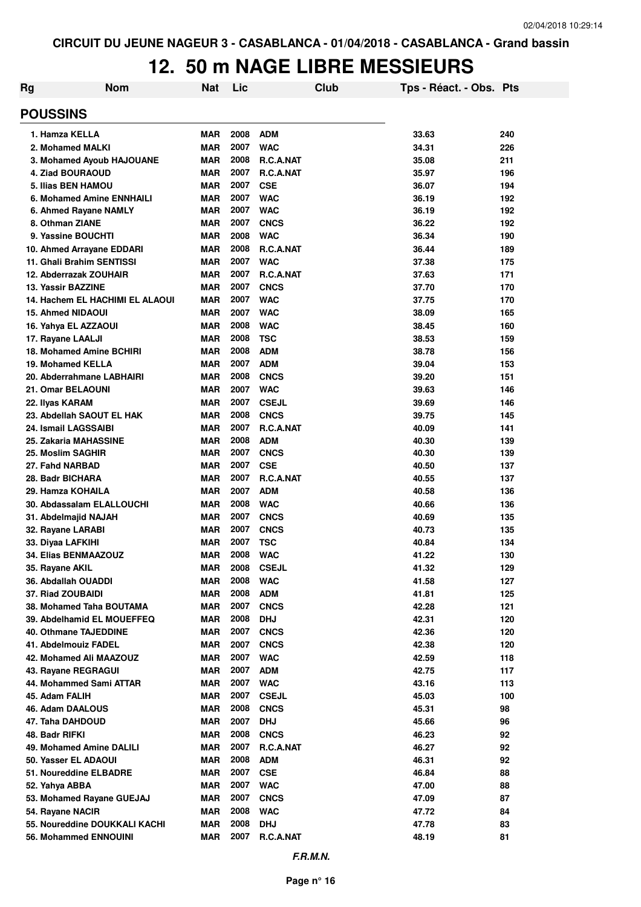CIRCUIT DU JEUNE NAGEUR 3 - CASABLANCA - 01/04/2018 - CASABLANCA - Grand bassin

# 12. 50 m NAGE LIBRE MESSIEURS

| Rg | Nom | Nat | Lic | Club | Tps - Réact. - Obs. | Pts |
|---|---|---|---|---|---|---|

## POUSSINS

| Rg | Nom | Nat | Lic | Club | Tps - Réact. - Obs. | Pts |
|---|---|---|---|---|---|---|
| 1. | Hamza KELLA | MAR | 2008 | ADM | 33.63 | 240 |
| 2. | Mohamed MALKI | MAR | 2007 | WAC | 34.31 | 226 |
| 3. | Mohamed Ayoub HAJOUANE | MAR | 2008 | R.C.A.NAT | 35.08 | 211 |
| 4. | Ziad BOURAOUD | MAR | 2007 | R.C.A.NAT | 35.97 | 196 |
| 5. | Ilias BEN HAMOU | MAR | 2007 | CSE | 36.07 | 194 |
| 6. | Mohamed Amine ENNHAILI | MAR | 2007 | WAC | 36.19 | 192 |
| 6. | Ahmed Rayane NAMLY | MAR | 2007 | WAC | 36.19 | 192 |
| 8. | Othman ZIANE | MAR | 2007 | CNCS | 36.22 | 192 |
| 9. | Yassine BOUCHTI | MAR | 2008 | WAC | 36.34 | 190 |
| 10. | Ahmed Arrayane EDDARI | MAR | 2008 | R.C.A.NAT | 36.44 | 189 |
| 11. | Ghali Brahim SENTISSI | MAR | 2007 | WAC | 37.38 | 175 |
| 12. | Abderrazak ZOUHAIR | MAR | 2007 | R.C.A.NAT | 37.63 | 171 |
| 13. | Yassir BAZZINE | MAR | 2007 | CNCS | 37.70 | 170 |
| 14. | Hachem EL HACHIMI EL ALAOUI | MAR | 2007 | WAC | 37.75 | 170 |
| 15. | Ahmed NIDAOUI | MAR | 2007 | WAC | 38.09 | 165 |
| 16. | Yahya EL AZZAOUI | MAR | 2008 | WAC | 38.45 | 160 |
| 17. | Rayane LAALJI | MAR | 2008 | TSC | 38.53 | 159 |
| 18. | Mohamed Amine BCHIRI | MAR | 2008 | ADM | 38.78 | 156 |
| 19. | Mohamed KELLA | MAR | 2007 | ADM | 39.04 | 153 |
| 20. | Abderrahmane LABHAIRI | MAR | 2008 | CNCS | 39.20 | 151 |
| 21. | Omar BELAOUNI | MAR | 2007 | WAC | 39.63 | 146 |
| 22. | Ilyas KARAM | MAR | 2007 | CSEJL | 39.69 | 146 |
| 23. | Abdellah SAOUT EL HAK | MAR | 2008 | CNCS | 39.75 | 145 |
| 24. | Ismail LAGSSAIBI | MAR | 2007 | R.C.A.NAT | 40.09 | 141 |
| 25. | Zakaria MAHASSINE | MAR | 2008 | ADM | 40.30 | 139 |
| 25. | Moslim SAGHIR | MAR | 2007 | CNCS | 40.30 | 139 |
| 27. | Fahd NARBAD | MAR | 2007 | CSE | 40.50 | 137 |
| 28. | Badr BICHARA | MAR | 2007 | R.C.A.NAT | 40.55 | 137 |
| 29. | Hamza KOHAILA | MAR | 2007 | ADM | 40.58 | 136 |
| 30. | Abdassalam ELALLOUCHI | MAR | 2008 | WAC | 40.66 | 136 |
| 31. | Abdelmajid NAJAH | MAR | 2007 | CNCS | 40.69 | 135 |
| 32. | Rayane LARABI | MAR | 2007 | CNCS | 40.73 | 135 |
| 33. | Diyaa LAFKIHI | MAR | 2007 | TSC | 40.84 | 134 |
| 34. | Elias BENMAAZOUZ | MAR | 2008 | WAC | 41.22 | 130 |
| 35. | Rayane AKIL | MAR | 2008 | CSEJL | 41.32 | 129 |
| 36. | Abdallah OUADDI | MAR | 2008 | WAC | 41.58 | 127 |
| 37. | Riad ZOUBAIDI | MAR | 2008 | ADM | 41.81 | 125 |
| 38. | Mohamed Taha BOUTAMA | MAR | 2007 | CNCS | 42.28 | 121 |
| 39. | Abdelhamid EL MOUEFFEQ | MAR | 2008 | DHJ | 42.31 | 120 |
| 40. | Othmane TAJEDDINE | MAR | 2007 | CNCS | 42.36 | 120 |
| 41. | Abdelmouiz FADEL | MAR | 2007 | CNCS | 42.38 | 120 |
| 42. | Mohamed Ali MAAZOUZ | MAR | 2007 | WAC | 42.59 | 118 |
| 43. | Rayane REGRAGUI | MAR | 2007 | ADM | 42.75 | 117 |
| 44. | Mohammed Sami ATTAR | MAR | 2007 | WAC | 43.16 | 113 |
| 45. | Adam FALIH | MAR | 2007 | CSEJL | 45.03 | 100 |
| 46. | Adam DAALOUS | MAR | 2008 | CNCS | 45.31 | 98 |
| 47. | Taha DAHDOUD | MAR | 2007 | DHJ | 45.66 | 96 |
| 48. | Badr RIFKI | MAR | 2008 | CNCS | 46.23 | 92 |
| 49. | Mohamed Amine DALILI | MAR | 2007 | R.C.A.NAT | 46.27 | 92 |
| 50. | Yasser EL ADAOUI | MAR | 2008 | ADM | 46.31 | 92 |
| 51. | Noureddine ELBADRE | MAR | 2007 | CSE | 46.84 | 88 |
| 52. | Yahya ABBA | MAR | 2007 | WAC | 47.00 | 88 |
| 53. | Mohamed Rayane GUEJAJ | MAR | 2007 | CNCS | 47.09 | 87 |
| 54. | Rayane NACIR | MAR | 2008 | WAC | 47.72 | 84 |
| 55. | Noureddine DOUKKALI KACHI | MAR | 2008 | DHJ | 47.78 | 83 |
| 56. | Mohammed ENNOUINI | MAR | 2007 | R.C.A.NAT | 48.19 | 81 |

*F.R.M.N.*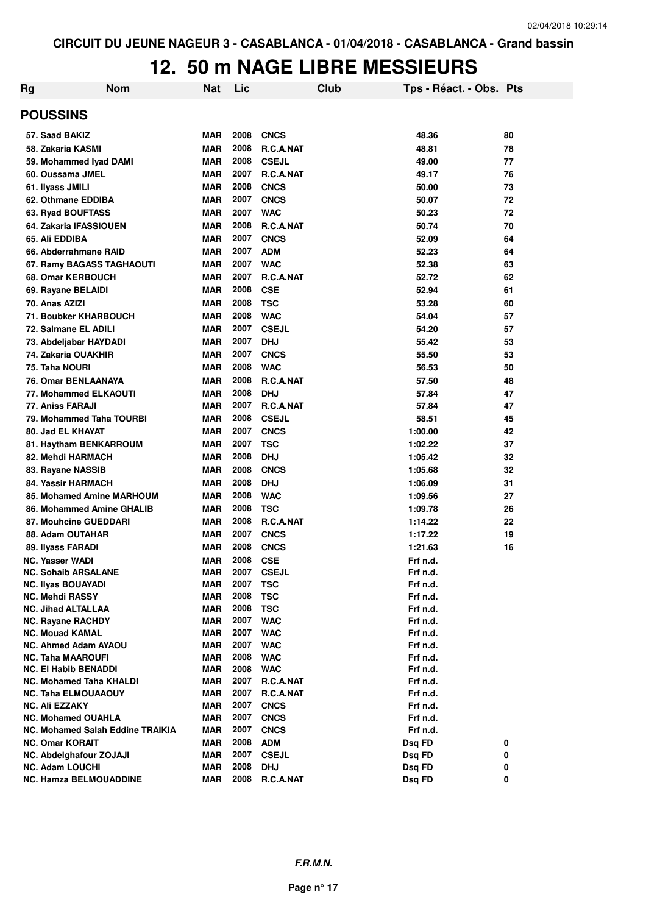CIRCUIT DU JEUNE NAGEUR 3 - CASABLANCA - 01/04/2018 - CASABLANCA - Grand bassin

# 12. 50 m NAGE LIBRE MESSIEURS

| Rg | Nom | Nat | Lic | Club | Tps - Réact. - Obs. | Pts |
|---|---|---|---|---|---|---|
| **POUSSINS** | | | | | | |
| 57. | Saad BAKIZ | MAR | 2008 | CNCS | 48.36 | 80 |
| 58. | Zakaria KASMI | MAR | 2008 | R.C.A.NAT | 48.81 | 78 |
| 59. | Mohammed Iyad DAMI | MAR | 2008 | CSEJL | 49.00 | 77 |
| 60. | Oussama JMEL | MAR | 2007 | R.C.A.NAT | 49.17 | 76 |
| 61. | Ilyass JMILI | MAR | 2008 | CNCS | 50.00 | 73 |
| 62. | Othmane EDDIBA | MAR | 2007 | CNCS | 50.07 | 72 |
| 63. | Ryad BOUFTASS | MAR | 2007 | WAC | 50.23 | 72 |
| 64. | Zakaria IFASSIOUEN | MAR | 2008 | R.C.A.NAT | 50.74 | 70 |
| 65. | Ali EDDIBA | MAR | 2007 | CNCS | 52.09 | 64 |
| 66. | Abderrahmane RAID | MAR | 2007 | ADM | 52.23 | 64 |
| 67. | Ramy BAGASS TAGHAOUTI | MAR | 2007 | WAC | 52.38 | 63 |
| 68. | Omar KERBOUCH | MAR | 2007 | R.C.A.NAT | 52.72 | 62 |
| 69. | Rayane BELAIDI | MAR | 2008 | CSE | 52.94 | 61 |
| 70. | Anas AZIZI | MAR | 2008 | TSC | 53.28 | 60 |
| 71. | Boubker KHARBOUCH | MAR | 2008 | WAC | 54.04 | 57 |
| 72. | Salmane EL ADILI | MAR | 2007 | CSEJL | 54.20 | 57 |
| 73. | Abdeljabar HAYDADI | MAR | 2007 | DHJ | 55.42 | 53 |
| 74. | Zakaria OUAKHIR | MAR | 2007 | CNCS | 55.50 | 53 |
| 75. | Taha NOURI | MAR | 2008 | WAC | 56.53 | 50 |
| 76. | Omar BENLAANAYA | MAR | 2008 | R.C.A.NAT | 57.50 | 48 |
| 77. | Mohammed ELKAOUTI | MAR | 2008 | DHJ | 57.84 | 47 |
| 77. | Aniss FARAJI | MAR | 2007 | R.C.A.NAT | 57.84 | 47 |
| 79. | Mohammed Taha TOURBI | MAR | 2008 | CSEJL | 58.51 | 45 |
| 80. | Jad EL KHAYAT | MAR | 2007 | CNCS | 1:00.00 | 42 |
| 81. | Haytham BENKARROUM | MAR | 2007 | TSC | 1:02.22 | 37 |
| 82. | Mehdi HARMACH | MAR | 2008 | DHJ | 1:05.42 | 32 |
| 83. | Rayane NASSIB | MAR | 2008 | CNCS | 1:05.68 | 32 |
| 84. | Yassir HARMACH | MAR | 2008 | DHJ | 1:06.09 | 31 |
| 85. | Mohamed Amine MARHOUM | MAR | 2008 | WAC | 1:09.56 | 27 |
| 86. | Mohammed Amine GHALIB | MAR | 2008 | TSC | 1:09.78 | 26 |
| 87. | Mouhcine GUEDDARI | MAR | 2008 | R.C.A.NAT | 1:14.22 | 22 |
| 88. | Adam OUTAHAR | MAR | 2007 | CNCS | 1:17.22 | 19 |
| 89. | Ilyass FARADI | MAR | 2008 | CNCS | 1:21.63 | 16 |
| NC. | Yasser WADI | MAR | 2008 | CSE | Frf n.d. | |
| NC. | Sohaib ARSALANE | MAR | 2007 | CSEJL | Frf n.d. | |
| NC. | Ilyas BOUAYADI | MAR | 2007 | TSC | Frf n.d. | |
| NC. | Mehdi RASSY | MAR | 2008 | TSC | Frf n.d. | |
| NC. | Jihad ALTALLAA | MAR | 2008 | TSC | Frf n.d. | |
| NC. | Rayane RACHDY | MAR | 2007 | WAC | Frf n.d. | |
| NC. | Mouad KAMAL | MAR | 2007 | WAC | Frf n.d. | |
| NC. | Ahmed Adam AYAOU | MAR | 2007 | WAC | Frf n.d. | |
| NC. | Taha MAAROUFI | MAR | 2008 | WAC | Frf n.d. | |
| NC. | El Habib BENADDI | MAR | 2008 | WAC | Frf n.d. | |
| NC. | Mohamed Taha KHALDI | MAR | 2007 | R.C.A.NAT | Frf n.d. | |
| NC. | Taha ELMOUAAOUY | MAR | 2007 | R.C.A.NAT | Frf n.d. | |
| NC. | Ali EZZAKY | MAR | 2007 | CNCS | Frf n.d. | |
| NC. | Mohamed OUAHLA | MAR | 2007 | CNCS | Frf n.d. | |
| NC. | Mohamed Salah Eddine TRAIKIA | MAR | 2007 | CNCS | Frf n.d. | |
| NC. | Omar KORAIT | MAR | 2008 | ADM | Dsq FD | 0 |
| NC. | Abdelghafour ZOJAJI | MAR | 2007 | CSEJL | Dsq FD | 0 |
| NC. | Adam LOUCHI | MAR | 2008 | DHJ | Dsq FD | 0 |
| NC. | Hamza BELMOUADDINE | MAR | 2008 | R.C.A.NAT | Dsq FD | 0 |

*F.R.M.N.*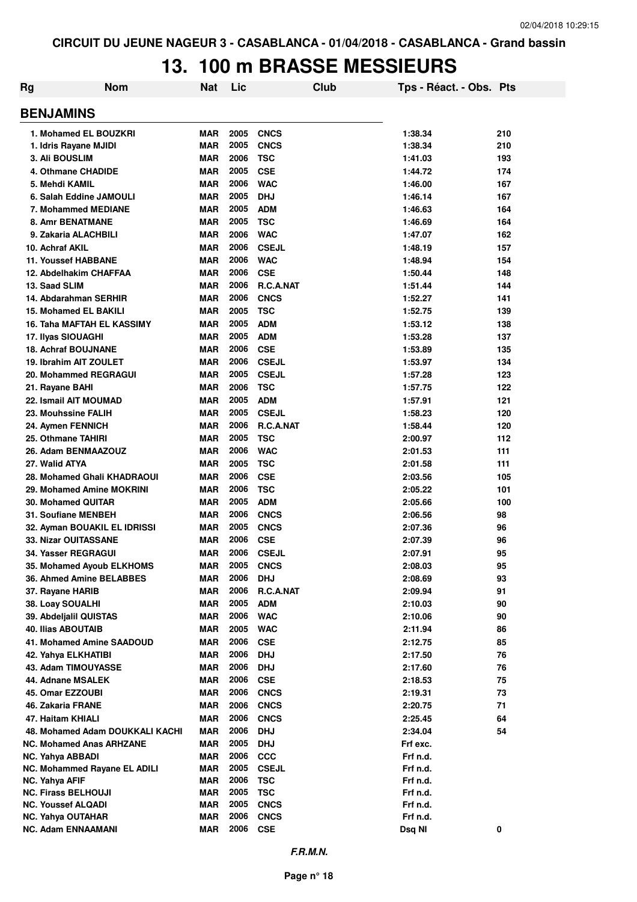CIRCUIT DU JEUNE NAGEUR 3 - CASABLANCA - 01/04/2018 - CASABLANCA - Grand bassin

# 13. 100 m BRASSE MESSIEURS

| Rg | Nom | Nat | Lic | Club | Tps - Réact. - Obs. | Pts |
|---|---|---|---|---|---|---|
| **BENJAMINS** | | | | | | |
| 1. | Mohamed EL BOUZKRI | MAR | 2005 | CNCS | 1:38.34 | 210 |
| 1. | Idris Rayane MJIDI | MAR | 2005 | CNCS | 1:38.34 | 210 |
| 3. | Ali BOUSLIM | MAR | 2006 | TSC | 1:41.03 | 193 |
| 4. | Othmane CHADIDE | MAR | 2005 | CSE | 1:44.72 | 174 |
| 5. | Mehdi KAMIL | MAR | 2006 | WAC | 1:46.00 | 167 |
| 6. | Salah Eddine JAMOULI | MAR | 2005 | DHJ | 1:46.14 | 167 |
| 7. | Mohammed MEDIANE | MAR | 2005 | ADM | 1:46.63 | 164 |
| 8. | Amr BENATMANE | MAR | 2005 | TSC | 1:46.69 | 164 |
| 9. | Zakaria ALACHBILI | MAR | 2006 | WAC | 1:47.07 | 162 |
| 10. | Achraf AKIL | MAR | 2006 | CSEJL | 1:48.19 | 157 |
| 11. | Youssef HABBANE | MAR | 2006 | WAC | 1:48.94 | 154 |
| 12. | Abdelhakim CHAFFAA | MAR | 2006 | CSE | 1:50.44 | 148 |
| 13. | Saad SLIM | MAR | 2006 | R.C.A.NAT | 1:51.44 | 144 |
| 14. | Abdarahman SERHIR | MAR | 2006 | CNCS | 1:52.27 | 141 |
| 15. | Mohamed EL BAKILI | MAR | 2005 | TSC | 1:52.75 | 139 |
| 16. | Taha MAFTAH EL KASSIMY | MAR | 2005 | ADM | 1:53.12 | 138 |
| 17. | Ilyas SIOUAGHI | MAR | 2005 | ADM | 1:53.28 | 137 |
| 18. | Achraf BOUJNANE | MAR | 2006 | CSE | 1:53.89 | 135 |
| 19. | Ibrahim AIT ZOULET | MAR | 2006 | CSEJL | 1:53.97 | 134 |
| 20. | Mohammed REGRAGUI | MAR | 2005 | CSEJL | 1:57.28 | 123 |
| 21. | Rayane BAHI | MAR | 2006 | TSC | 1:57.75 | 122 |
| 22. | Ismail AIT MOUMAD | MAR | 2005 | ADM | 1:57.91 | 121 |
| 23. | Mouhssine FALIH | MAR | 2005 | CSEJL | 1:58.23 | 120 |
| 24. | Aymen FENNICH | MAR | 2006 | R.C.A.NAT | 1:58.44 | 120 |
| 25. | Othmane TAHIRI | MAR | 2005 | TSC | 2:00.97 | 112 |
| 26. | Adam BENMAAZOUZ | MAR | 2006 | WAC | 2:01.53 | 111 |
| 27. | Walid ATYA | MAR | 2005 | TSC | 2:01.58 | 111 |
| 28. | Mohamed Ghali KHADRAOUI | MAR | 2006 | CSE | 2:03.56 | 105 |
| 29. | Mohamed Amine MOKRINI | MAR | 2006 | TSC | 2:05.22 | 101 |
| 30. | Mohamed QUITAR | MAR | 2005 | ADM | 2:05.66 | 100 |
| 31. | Soufiane MENBEH | MAR | 2006 | CNCS | 2:06.56 | 98 |
| 32. | Ayman BOUAKIL EL IDRISSI | MAR | 2005 | CNCS | 2:07.36 | 96 |
| 33. | Nizar OUITASSANE | MAR | 2006 | CSE | 2:07.39 | 96 |
| 34. | Yasser REGRAGUI | MAR | 2006 | CSEJL | 2:07.91 | 95 |
| 35. | Mohamed Ayoub ELKHOMS | MAR | 2005 | CNCS | 2:08.03 | 95 |
| 36. | Ahmed Amine BELABBES | MAR | 2006 | DHJ | 2:08.69 | 93 |
| 37. | Rayane HARIB | MAR | 2006 | R.C.A.NAT | 2:09.94 | 91 |
| 38. | Loay SOUALHI | MAR | 2005 | ADM | 2:10.03 | 90 |
| 39. | Abdeljalil QUISTAS | MAR | 2006 | WAC | 2:10.06 | 90 |
| 40. | Ilias ABOUTAIB | MAR | 2005 | WAC | 2:11.94 | 86 |
| 41. | Mohamed Amine SAADOUD | MAR | 2006 | CSE | 2:12.75 | 85 |
| 42. | Yahya ELKHATIBI | MAR | 2006 | DHJ | 2:17.50 | 76 |
| 43. | Adam TIMOUYASSE | MAR | 2006 | DHJ | 2:17.60 | 76 |
| 44. | Adnane MSALEK | MAR | 2006 | CSE | 2:18.53 | 75 |
| 45. | Omar EZZOUBI | MAR | 2006 | CNCS | 2:19.31 | 73 |
| 46. | Zakaria FRANE | MAR | 2006 | CNCS | 2:20.75 | 71 |
| 47. | Haitam KHIALI | MAR | 2006 | CNCS | 2:25.45 | 64 |
| 48. | Mohamed Adam DOUKKALI KACHI | MAR | 2006 | DHJ | 2:34.04 | 54 |
| NC. | Mohamed Anas ARHZANE | MAR | 2005 | DHJ | Frf exc. | |
| NC. | Yahya ABBADI | MAR | 2006 | CCC | Frf n.d. | |
| NC. | Mohammed Rayane EL ADILI | MAR | 2005 | CSEJL | Frf n.d. | |
| NC. | Yahya AFIF | MAR | 2006 | TSC | Frf n.d. | |
| NC. | Firass BELHOUJI | MAR | 2005 | TSC | Frf n.d. | |
| NC. | Youssef ALQADI | MAR | 2005 | CNCS | Frf n.d. | |
| NC. | Yahya OUTAHAR | MAR | 2006 | CNCS | Frf n.d. | |
| NC. | Adam ENNAAMANI | MAR | 2006 | CSE | Dsq NI | 0 |

*F.R.M.N.*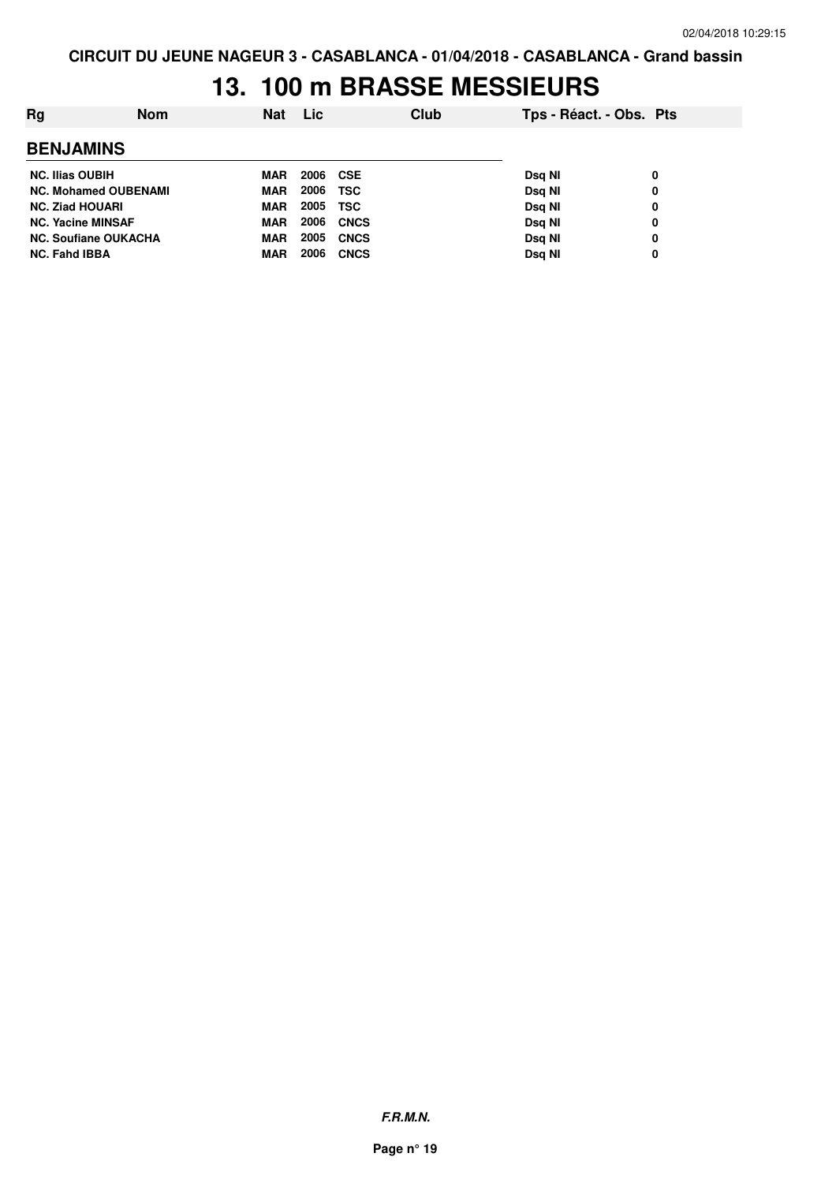CIRCUIT DU JEUNE NAGEUR 3 - CASABLANCA - 01/04/2018 - CASABLANCA - Grand bassin

# 13. 100 m BRASSE MESSIEURS

| Rg | Nom | Nat | Lic | Club | Tps - Réact. - Obs. | Pts |
|---|---|---|---|---|---|---|
| **BENJAMINS** | | | | | | |
| NC. | Ilias OUBIH | MAR | 2006 | CSE | Dsq NI | 0 |
| NC. | Mohamed OUBENAMI | MAR | 2006 | TSC | Dsq NI | 0 |
| NC. | Ziad HOUARI | MAR | 2005 | TSC | Dsq NI | 0 |
| NC. | Yacine MINSAF | MAR | 2006 | CNCS | Dsq NI | 0 |
| NC. | Soufiane OUKACHA | MAR | 2005 | CNCS | Dsq NI | 0 |
| NC. | Fahd IBBA | MAR | 2006 | CNCS | Dsq NI | 0 |

*F.R.M.N.*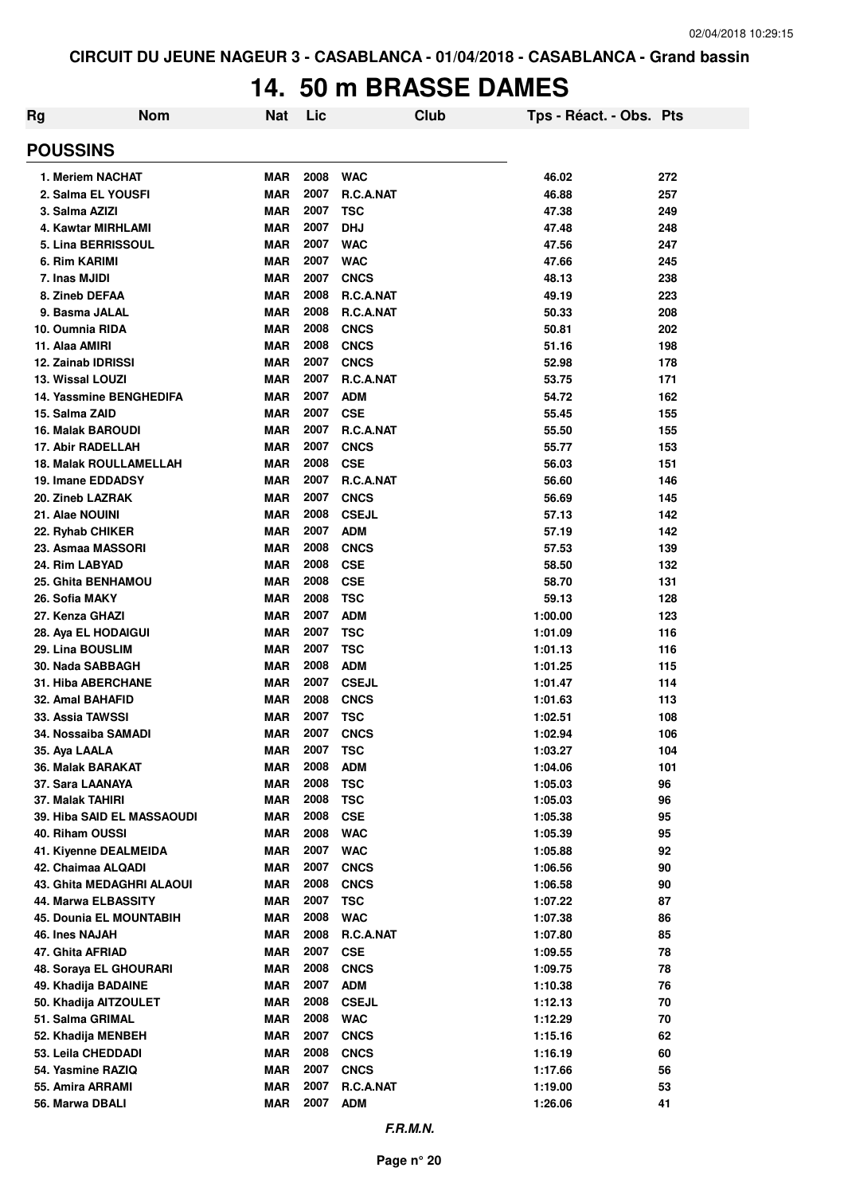CIRCUIT DU JEUNE NAGEUR 3 - CASABLANCA - 01/04/2018 - CASABLANCA - Grand bassin

# 14. 50 m BRASSE DAMES

| Rg | Nom | Nat | Lic | Club | Tps - Réact. - Obs. | Pts |
|---|---|---|---|---|---|---|

## POUSSINS

| Rg | Nom | Nat | Lic | Club | Tps - Réact. - Obs. | Pts |
|---|---|---|---|---|---|---|
| 1. | Meriem NACHAT | MAR | 2008 | WAC | 46.02 | 272 |
| 2. | Salma EL YOUSFI | MAR | 2007 | R.C.A.NAT | 46.88 | 257 |
| 3. | Salma AZIZI | MAR | 2007 | TSC | 47.38 | 249 |
| 4. | Kawtar MIRHLAMI | MAR | 2007 | DHJ | 47.48 | 248 |
| 5. | Lina BERRISSOUL | MAR | 2007 | WAC | 47.56 | 247 |
| 6. | Rim KARIMI | MAR | 2007 | WAC | 47.66 | 245 |
| 7. | Inas MJIDI | MAR | 2007 | CNCS | 48.13 | 238 |
| 8. | Zineb DEFAA | MAR | 2008 | R.C.A.NAT | 49.19 | 223 |
| 9. | Basma JALAL | MAR | 2008 | R.C.A.NAT | 50.33 | 208 |
| 10. | Oumnia RIDA | MAR | 2008 | CNCS | 50.81 | 202 |
| 11. | Alaa AMIRI | MAR | 2008 | CNCS | 51.16 | 198 |
| 12. | Zainab IDRISSI | MAR | 2007 | CNCS | 52.98 | 178 |
| 13. | Wissal LOUZI | MAR | 2007 | R.C.A.NAT | 53.75 | 171 |
| 14. | Yassmine BENGHEDIFA | MAR | 2007 | ADM | 54.72 | 162 |
| 15. | Salma ZAID | MAR | 2007 | CSE | 55.45 | 155 |
| 16. | Malak BAROUDI | MAR | 2007 | R.C.A.NAT | 55.50 | 155 |
| 17. | Abir RADELLAH | MAR | 2007 | CNCS | 55.77 | 153 |
| 18. | Malak ROULLAMELLAH | MAR | 2008 | CSE | 56.03 | 151 |
| 19. | Imane EDDADSY | MAR | 2007 | R.C.A.NAT | 56.60 | 146 |
| 20. | Zineb LAZRAK | MAR | 2007 | CNCS | 56.69 | 145 |
| 21. | Alae NOUINI | MAR | 2008 | CSEJL | 57.13 | 142 |
| 22. | Ryhab CHIKER | MAR | 2007 | ADM | 57.19 | 142 |
| 23. | Asmaa MASSORI | MAR | 2008 | CNCS | 57.53 | 139 |
| 24. | Rim LABYAD | MAR | 2008 | CSE | 58.50 | 132 |
| 25. | Ghita BENHAMOU | MAR | 2008 | CSE | 58.70 | 131 |
| 26. | Sofia MAKY | MAR | 2008 | TSC | 59.13 | 128 |
| 27. | Kenza GHAZI | MAR | 2007 | ADM | 1:00.00 | 123 |
| 28. | Aya EL HODAIGUI | MAR | 2007 | TSC | 1:01.09 | 116 |
| 29. | Lina BOUSLIM | MAR | 2007 | TSC | 1:01.13 | 116 |
| 30. | Nada SABBAGH | MAR | 2008 | ADM | 1:01.25 | 115 |
| 31. | Hiba ABERCHANE | MAR | 2007 | CSEJL | 1:01.47 | 114 |
| 32. | Amal BAHAFID | MAR | 2008 | CNCS | 1:01.63 | 113 |
| 33. | Assia TAWSSI | MAR | 2007 | TSC | 1:02.51 | 108 |
| 34. | Nossaiba SAMADI | MAR | 2007 | CNCS | 1:02.94 | 106 |
| 35. | Aya LAALA | MAR | 2007 | TSC | 1:03.27 | 104 |
| 36. | Malak BARAKAT | MAR | 2008 | ADM | 1:04.06 | 101 |
| 37. | Sara LAANAYA | MAR | 2008 | TSC | 1:05.03 | 96 |
| 37. | Malak TAHIRI | MAR | 2008 | TSC | 1:05.03 | 96 |
| 39. | Hiba SAID EL MASSAOUDI | MAR | 2008 | CSE | 1:05.38 | 95 |
| 40. | Riham OUSSI | MAR | 2008 | WAC | 1:05.39 | 95 |
| 41. | Kiyenne DEALMEIDA | MAR | 2007 | WAC | 1:05.88 | 92 |
| 42. | Chaimaa ALQADI | MAR | 2007 | CNCS | 1:06.56 | 90 |
| 43. | Ghita MEDAGHRI ALAOUI | MAR | 2008 | CNCS | 1:06.58 | 90 |
| 44. | Marwa ELBASSITY | MAR | 2007 | TSC | 1:07.22 | 87 |
| 45. | Dounia EL MOUNTABIH | MAR | 2008 | WAC | 1:07.38 | 86 |
| 46. | Ines NAJAH | MAR | 2008 | R.C.A.NAT | 1:07.80 | 85 |
| 47. | Ghita AFRIAD | MAR | 2007 | CSE | 1:09.55 | 78 |
| 48. | Soraya EL GHOURARI | MAR | 2008 | CNCS | 1:09.75 | 78 |
| 49. | Khadija BADAINE | MAR | 2007 | ADM | 1:10.38 | 76 |
| 50. | Khadija AITZOULET | MAR | 2008 | CSEJL | 1:12.13 | 70 |
| 51. | Salma GRIMAL | MAR | 2008 | WAC | 1:12.29 | 70 |
| 52. | Khadija MENBEH | MAR | 2007 | CNCS | 1:15.16 | 62 |
| 53. | Leila CHEDDADI | MAR | 2008 | CNCS | 1:16.19 | 60 |
| 54. | Yasmine RAZIQ | MAR | 2007 | CNCS | 1:17.66 | 56 |
| 55. | Amira ARRAMI | MAR | 2007 | R.C.A.NAT | 1:19.00 | 53 |
| 56. | Marwa DBALI | MAR | 2007 | ADM | 1:26.06 | 41 |

*F.R.M.N.*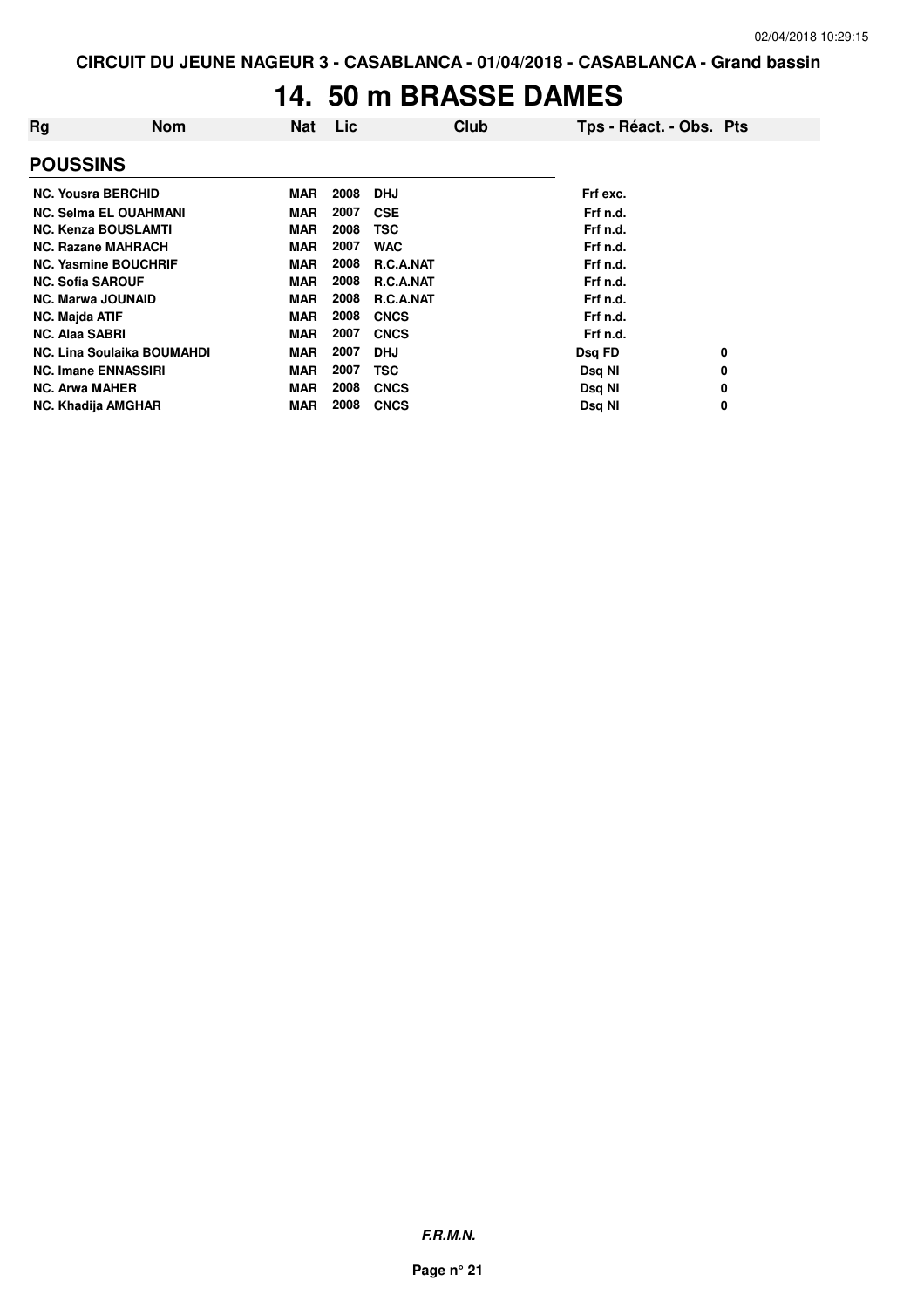CIRCUIT DU JEUNE NAGEUR 3 - CASABLANCA - 01/04/2018 - CASABLANCA - Grand bassin

# 14. 50 m BRASSE DAMES

| Rg | Nom | Nat | Lic | Club | Tps - Réact. - Obs. | Pts |
|---|---|---|---|---|---|---|
| **POUSSINS** | | | | | | |
| NC. | Yousra BERCHID | MAR | 2008 | DHJ | Frf exc. | |
| NC. | Selma EL OUAHMANI | MAR | 2007 | CSE | Frf n.d. | |
| NC. | Kenza BOUSLAMTI | MAR | 2008 | TSC | Frf n.d. | |
| NC. | Razane MAHRACH | MAR | 2007 | WAC | Frf n.d. | |
| NC. | Yasmine BOUCHRIF | MAR | 2008 | R.C.A.NAT | Frf n.d. | |
| NC. | Sofia SAROUF | MAR | 2008 | R.C.A.NAT | Frf n.d. | |
| NC. | Marwa JOUNAID | MAR | 2008 | R.C.A.NAT | Frf n.d. | |
| NC. | Majda ATIF | MAR | 2008 | CNCS | Frf n.d. | |
| NC. | Alaa SABRI | MAR | 2007 | CNCS | Frf n.d. | |
| NC. | Lina Soulaika BOUMAHDI | MAR | 2007 | DHJ | Dsq FD | 0 |
| NC. | Imane ENNASSIRI | MAR | 2007 | TSC | Dsq NI | 0 |
| NC. | Arwa MAHER | MAR | 2008 | CNCS | Dsq NI | 0 |
| NC. | Khadija AMGHAR | MAR | 2008 | CNCS | Dsq NI | 0 |